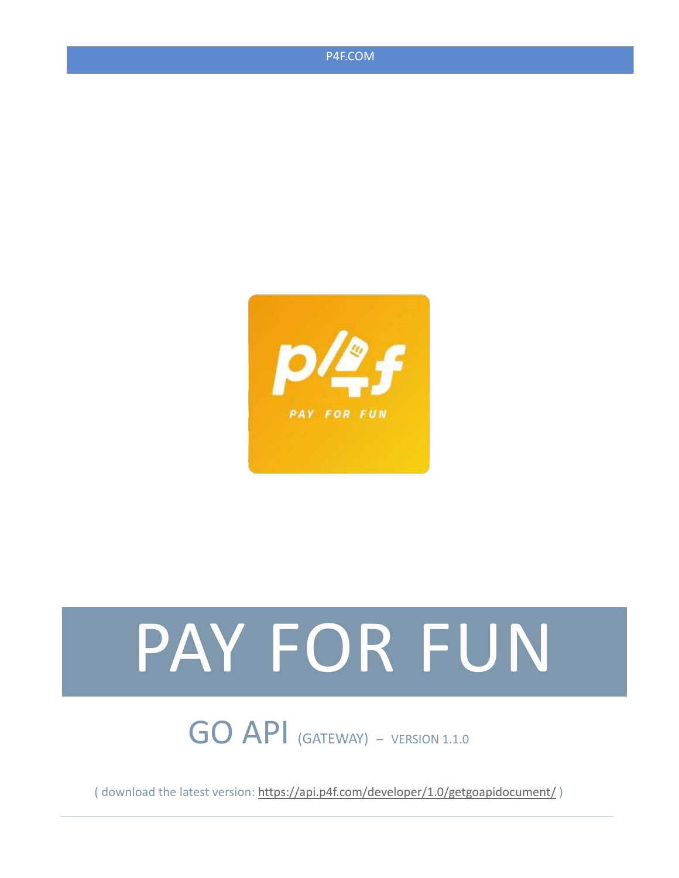P4F.COM

# PAY FOR FUN

## GO API (GATEWAY) – VERSION 1.1.0

( download the latest version: https://api.p4f.com/developer/1.0/getgoapidocument/ )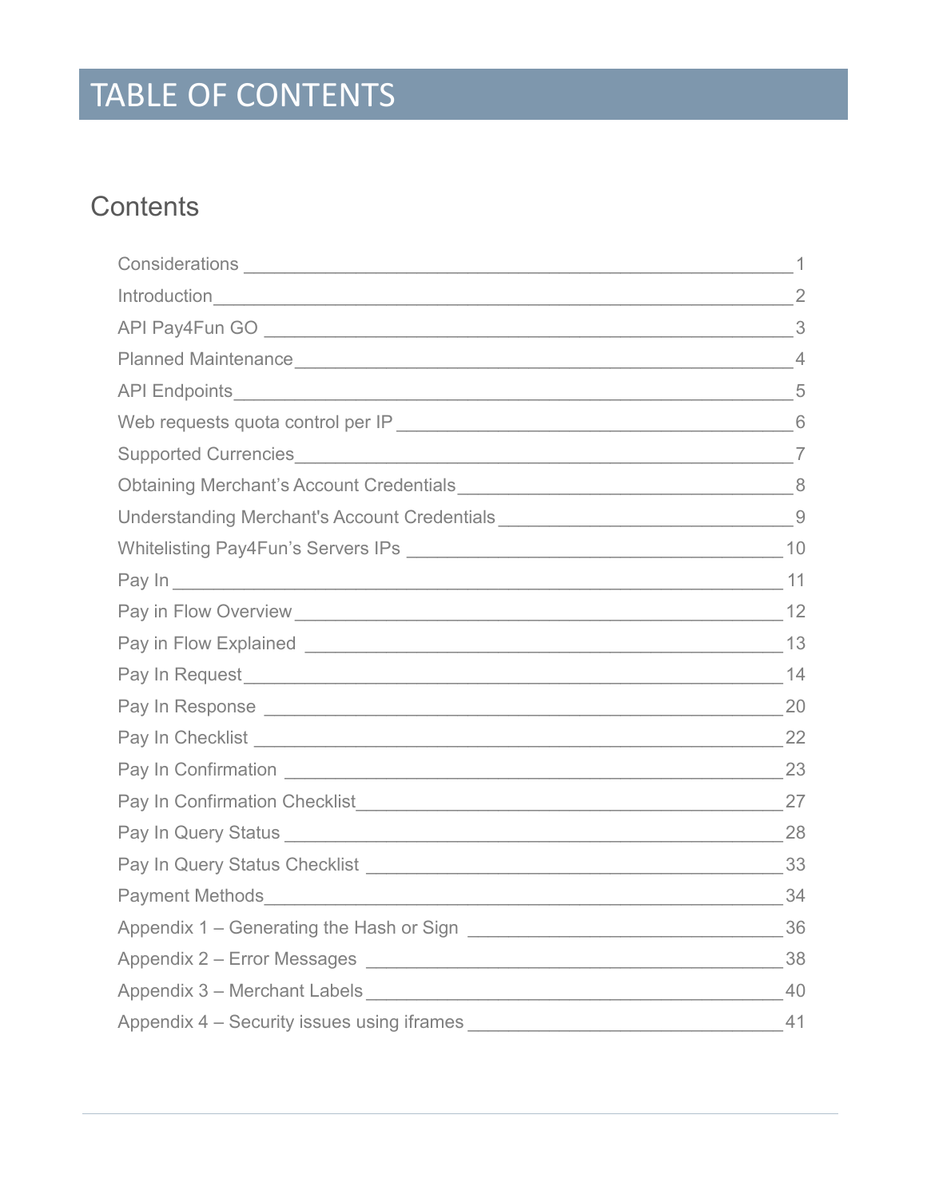# TABLE OF CONTENTS

## Contents

| Section | Page |
| --- | --- |
| Considerations | 1 |
| Introduction | 2 |
| API Pay4Fun GO | 3 |
| Planned Maintenance | 4 |
| API Endpoints | 5 |
| Web requests quota control per IP | 6 |
| Supported Currencies | 7 |
| Obtaining Merchant’s Account Credentials | 8 |
| Understanding Merchant's Account Credentials | 9 |
| Whitelisting Pay4Fun’s Servers IPs | 10 |
| Pay In | 11 |
| Pay in Flow Overview | 12 |
| Pay in Flow Explained | 13 |
| Pay In Request | 14 |
| Pay In Response | 20 |
| Pay In Checklist | 22 |
| Pay In Confirmation | 23 |
| Pay In Confirmation Checklist | 27 |
| Pay In Query Status | 28 |
| Pay In Query Status Checklist | 33 |
| Payment Methods | 34 |
| Appendix 1 – Generating the Hash or Sign | 36 |
| Appendix 2 – Error Messages | 38 |
| Appendix 3 – Merchant Labels | 40 |
| Appendix 4 – Security issues using iframes | 41 |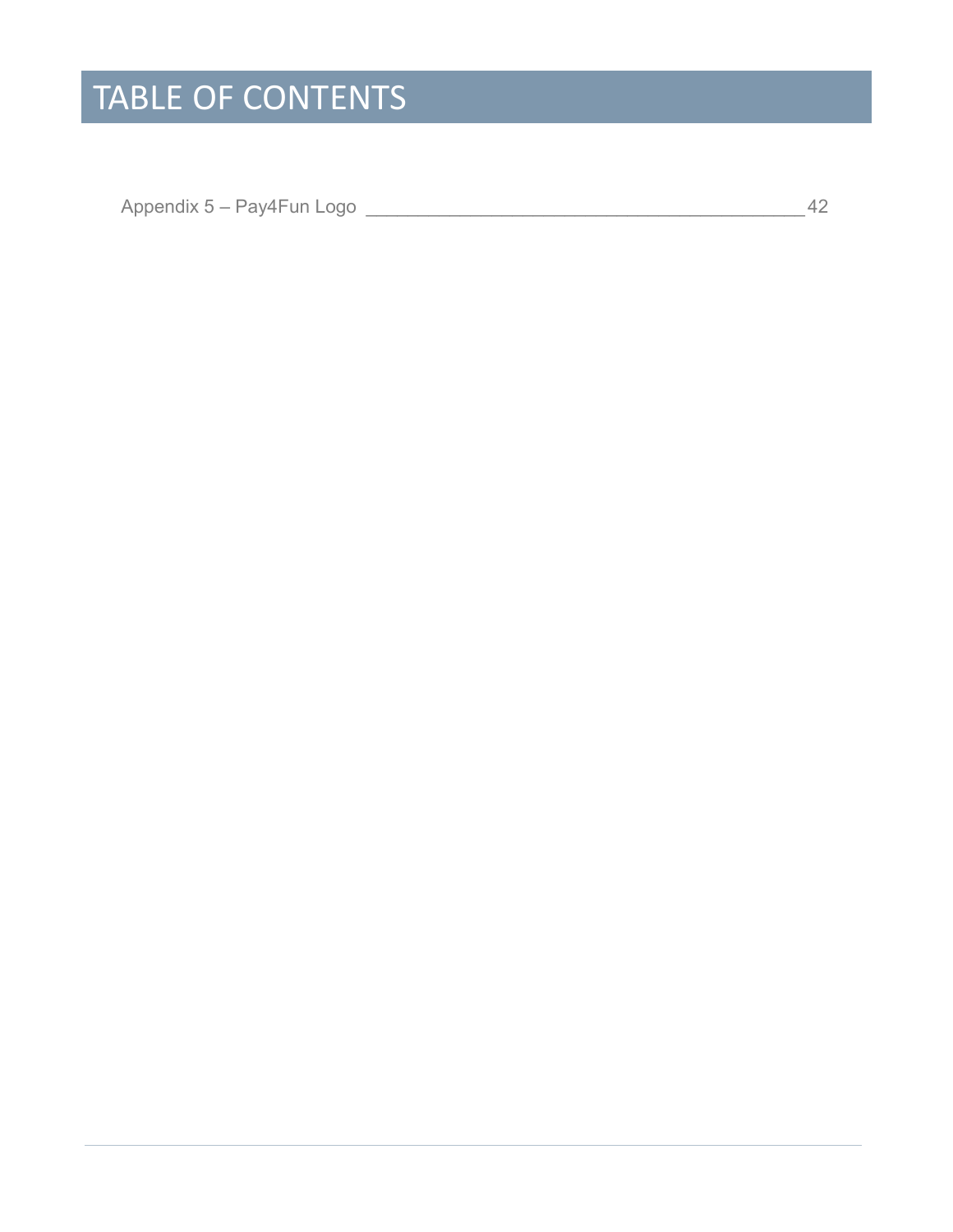# TABLE OF CONTENTS

Appendix 5 – Pay4Fun Logo ____________________________________________ 42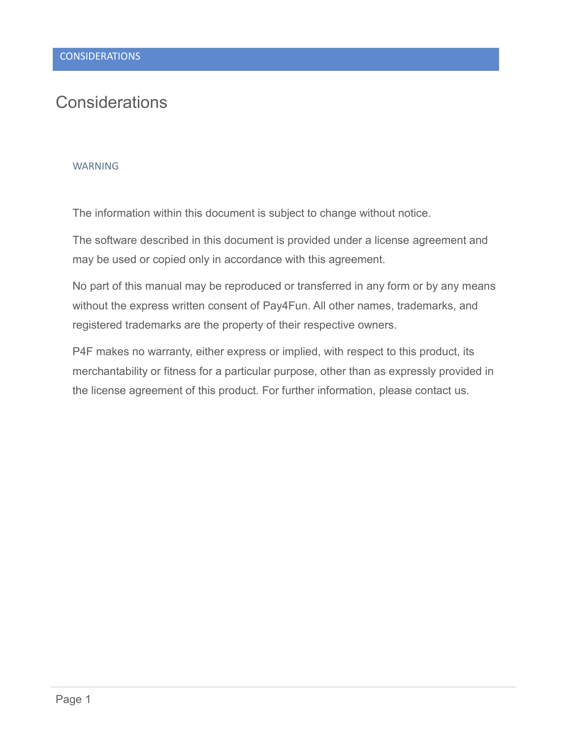# Considerations

### WARNING

The information within this document is subject to change without notice.

The software described in this document is provided under a license agreement and may be used or copied only in accordance with this agreement.

No part of this manual may be reproduced or transferred in any form or by any means without the express written consent of Pay4Fun. All other names, trademarks, and registered trademarks are the property of their respective owners.

P4F makes no warranty, either express or implied, with respect to this product, its merchantability or fitness for a particular purpose, other than as expressly provided in the license agreement of this product. For further information, please contact us.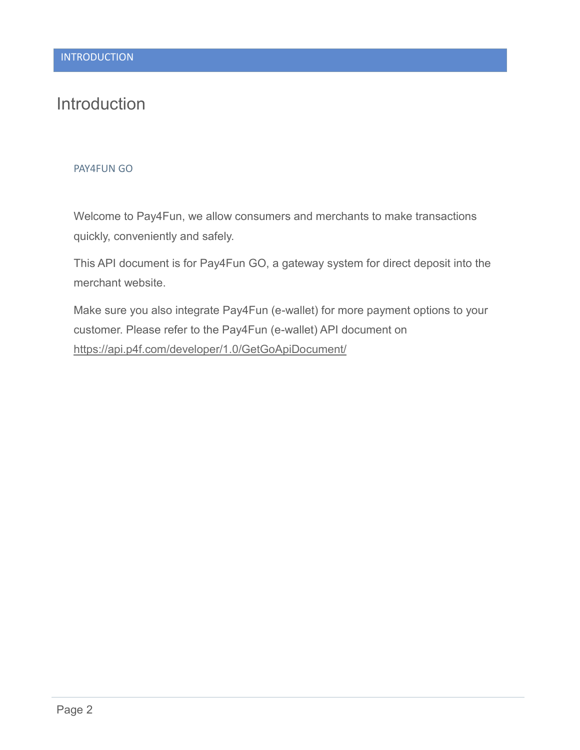# INTRODUCTION

## Introduction

### PAY4FUN GO

Welcome to Pay4Fun, we allow consumers and merchants to make transactions quickly, conveniently and safely.

This API document is for Pay4Fun GO, a gateway system for direct deposit into the merchant website.

Make sure you also integrate Pay4Fun (e-wallet) for more payment options to your customer. Please refer to the Pay4Fun (e-wallet) API document on https://api.p4f.com/developer/1.0/GetGoApiDocument/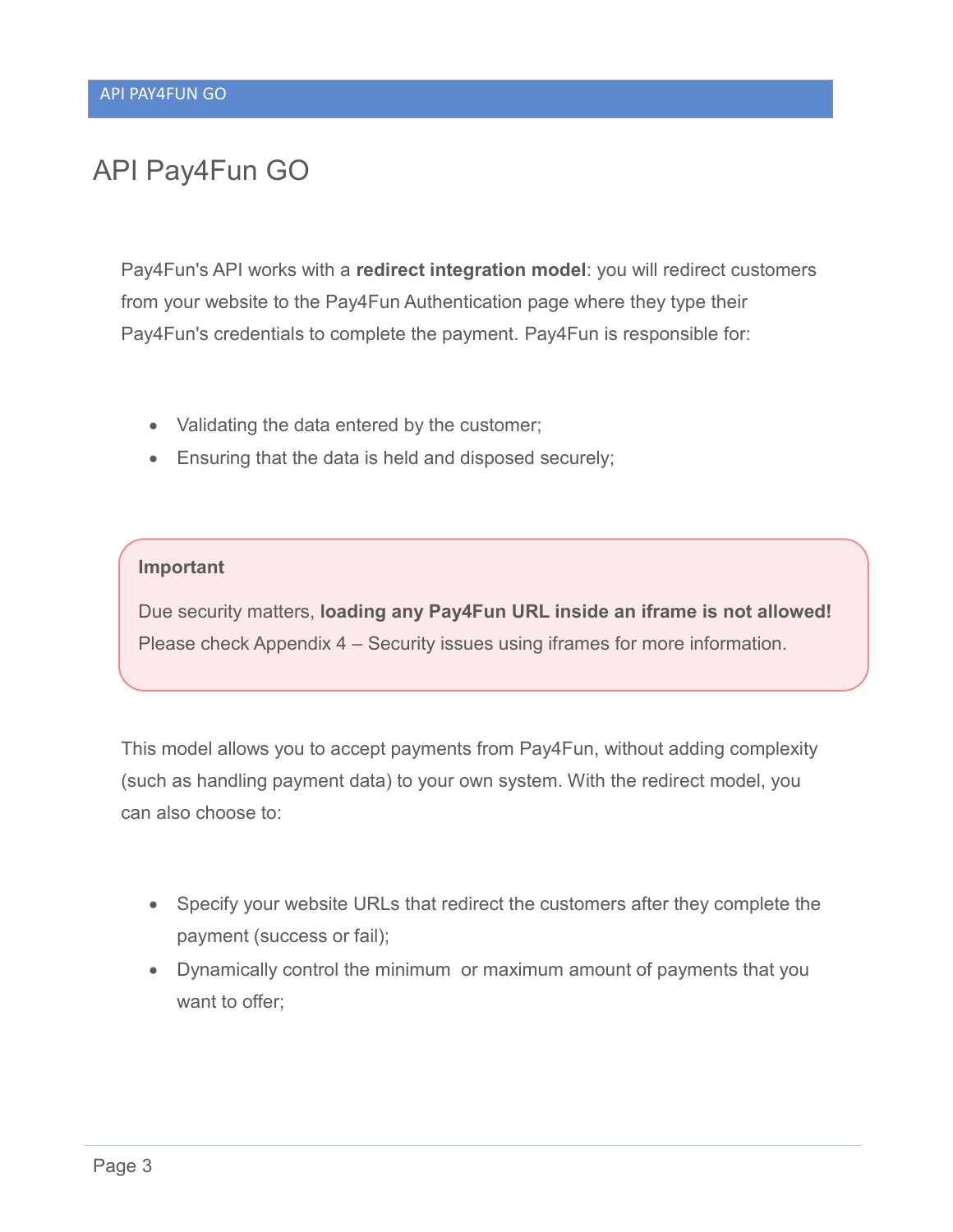# API Pay4Fun GO

Pay4Fun's API works with a **redirect integration model**: you will redirect customers from your website to the Pay4Fun Authentication page where they type their Pay4Fun's credentials to complete the payment. Pay4Fun is responsible for:

- Validating the data entered by the customer;
- Ensuring that the data is held and disposed securely;

> **Important**
>
> Due security matters, **loading any Pay4Fun URL inside an iframe is not allowed!** Please check Appendix 4 – Security issues using iframes for more information.

This model allows you to accept payments from Pay4Fun, without adding complexity (such as handling payment data) to your own system. With the redirect model, you can also choose to:

- Specify your website URLs that redirect the customers after they complete the payment (success or fail);
- Dynamically control the minimum or maximum amount of payments that you want to offer;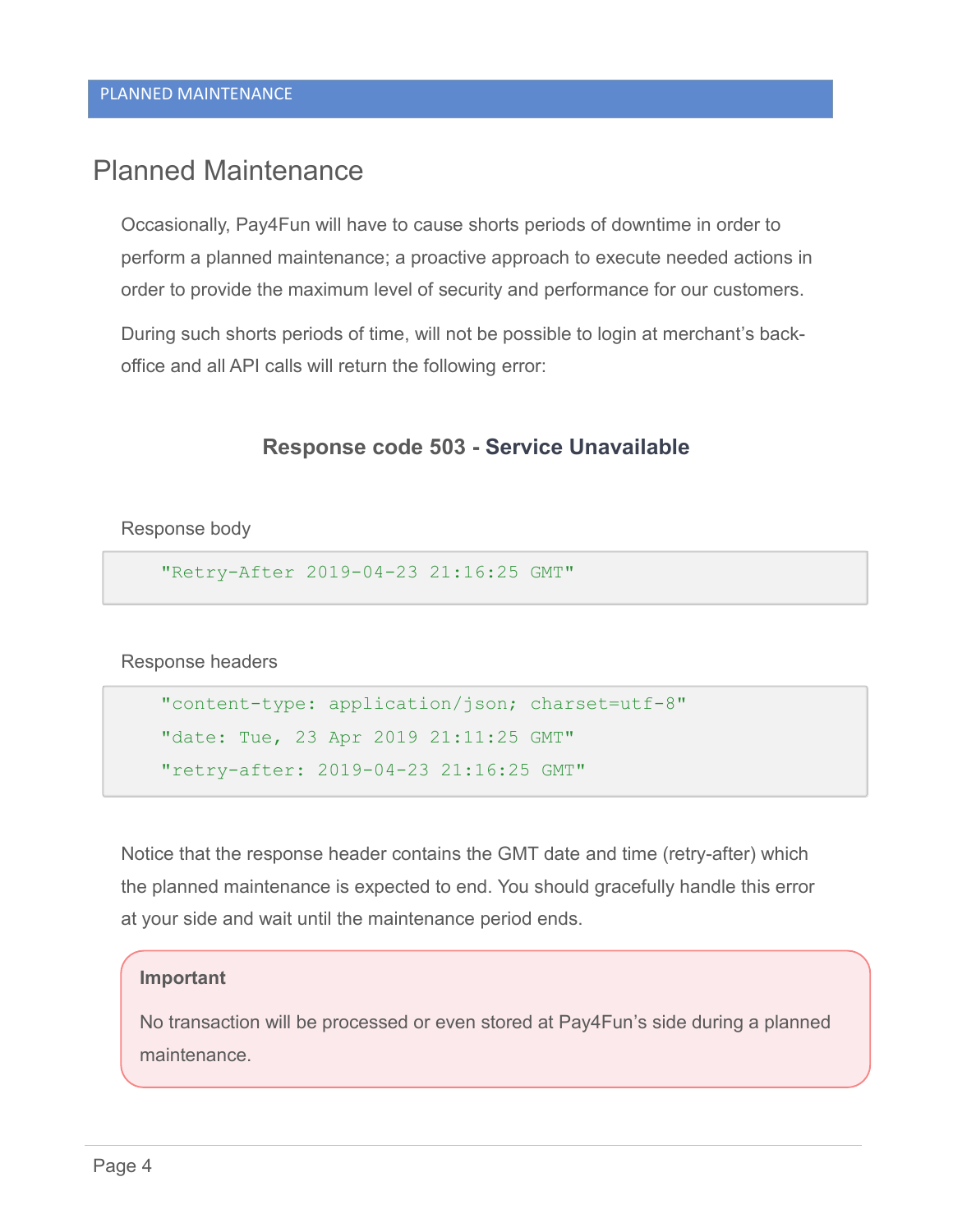# Planned Maintenance

Occasionally, Pay4Fun will have to cause shorts periods of downtime in order to perform a planned maintenance; a proactive approach to execute needed actions in order to provide the maximum level of security and performance for our customers.

During such shorts periods of time, will not be possible to login at merchant's back-office and all API calls will return the following error:

### Response code 503 - Service Unavailable

Response body

```
"Retry-After 2019-04-23 21:16:25 GMT"
```

Response headers

```
"content-type: application/json; charset=utf-8"
"date: Tue, 23 Apr 2019 21:11:25 GMT"
"retry-after: 2019-04-23 21:16:25 GMT"
```

Notice that the response header contains the GMT date and time (retry-after) which the planned maintenance is expected to end. You should gracefully handle this error at your side and wait until the maintenance period ends.

> **Important**
>
> No transaction will be processed or even stored at Pay4Fun's side during a planned maintenance.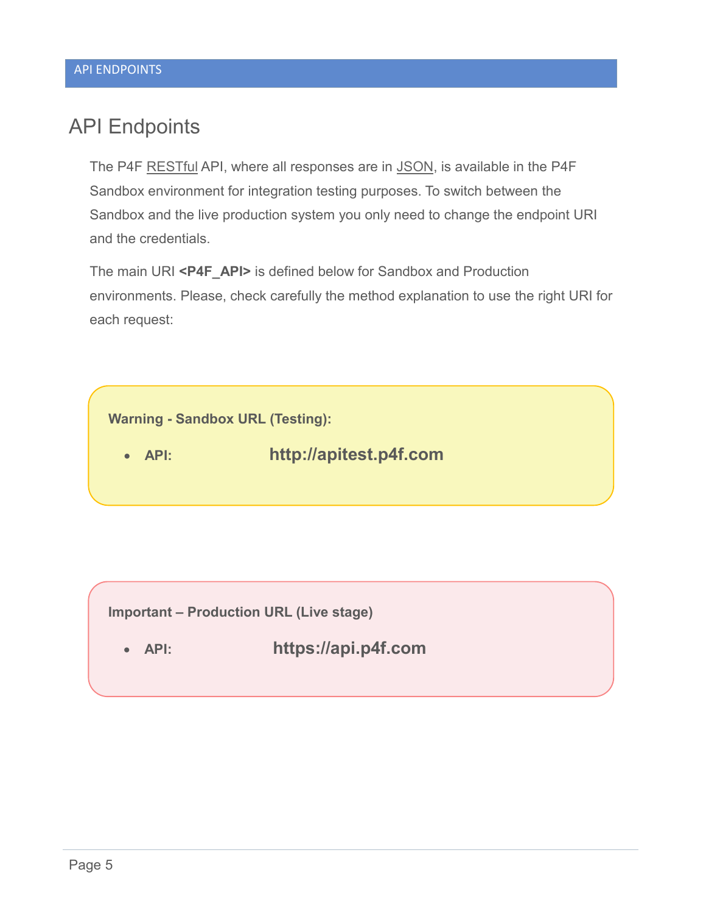# API Endpoints

The P4F RESTful API, where all responses are in JSON, is available in the P4F Sandbox environment for integration testing purposes. To switch between the Sandbox and the live production system you only need to change the endpoint URI and the credentials.

The main URI **<P4F_API>** is defined below for Sandbox and Production environments. Please, check carefully the method explanation to use the right URI for each request:

**Warning - Sandbox URL (Testing):**

- **API:** **http://apitest.p4f.com**

**Important – Production URL (Live stage)**

- **API:** **https://api.p4f.com**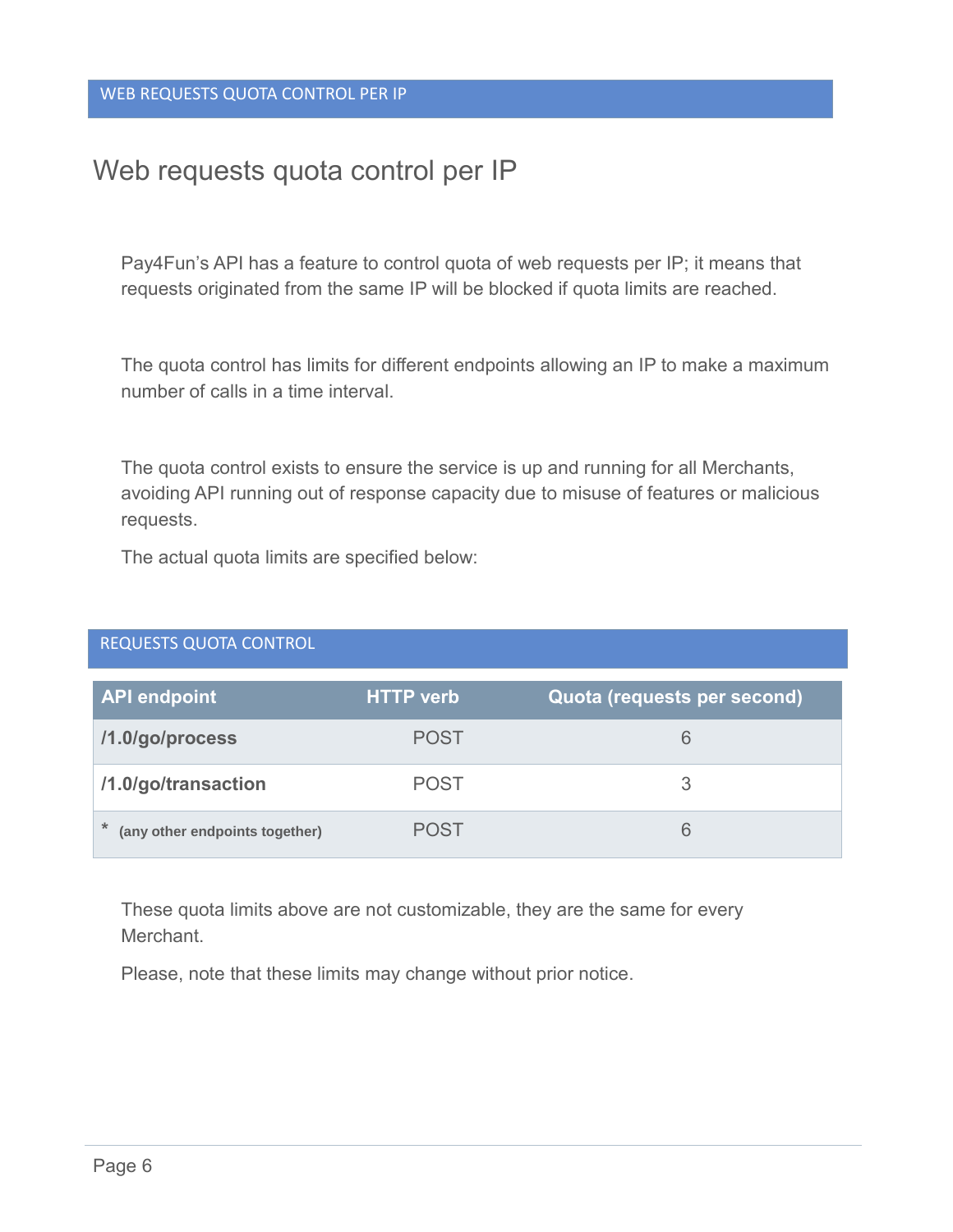# Web requests quota control per IP

Pay4Fun's API has a feature to control quota of web requests per IP; it means that requests originated from the same IP will be blocked if quota limits are reached.

The quota control has limits for different endpoints allowing an IP to make a maximum number of calls in a time interval.

The quota control exists to ensure the service is up and running for all Merchants, avoiding API running out of response capacity due to misuse of features or malicious requests.

The actual quota limits are specified below:

## REQUESTS QUOTA CONTROL

| API endpoint | HTTP verb | Quota (requests per second) |
|---|---|---|
| **/1.0/go/process** | POST | 6 |
| **/1.0/go/transaction** | POST | 3 |
| **\*** **(any other endpoints together)** | POST | 6 |

These quota limits above are not customizable, they are the same for every Merchant.

Please, note that these limits may change without prior notice.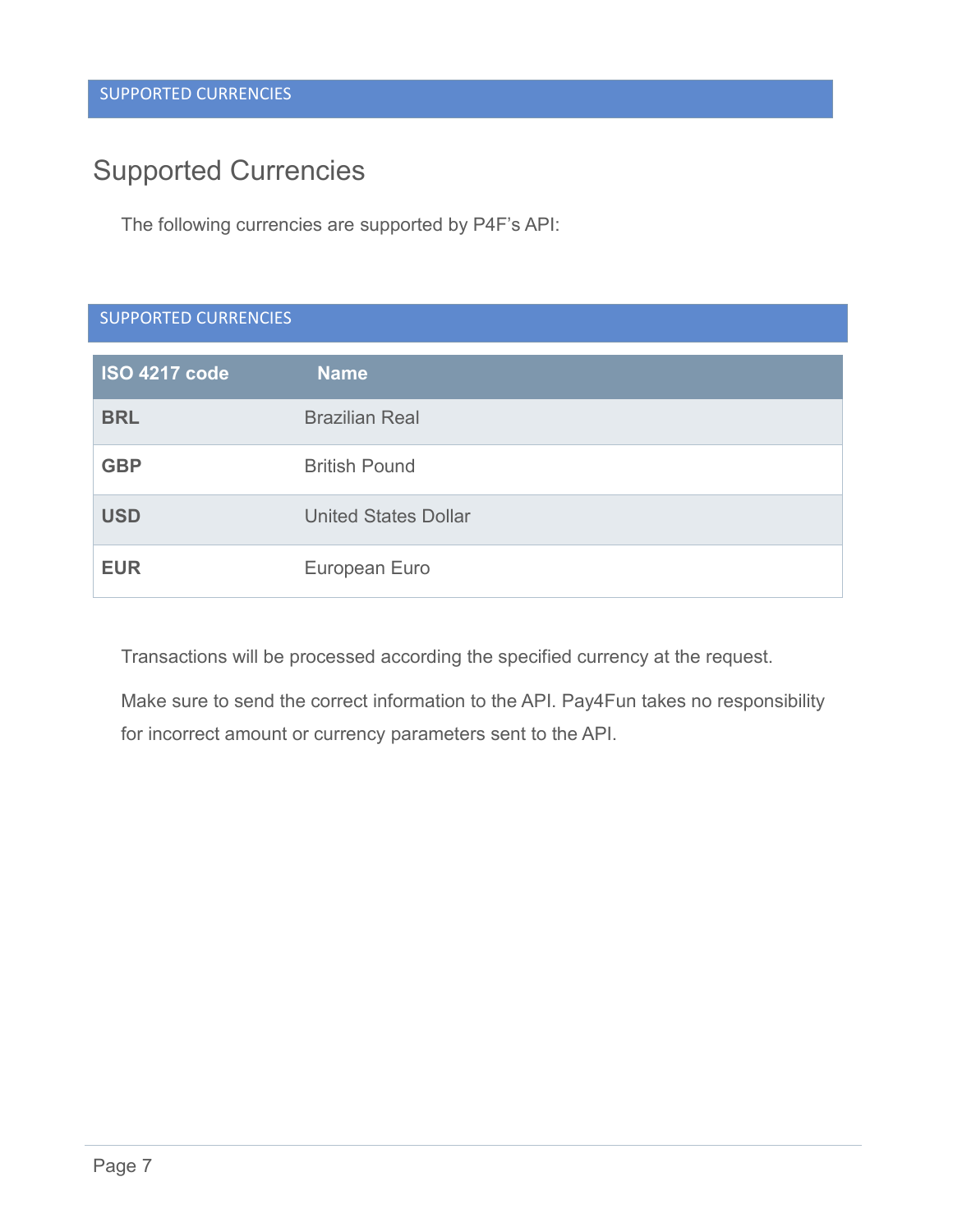SUPPORTED CURRENCIES

# Supported Currencies

The following currencies are supported by P4F's API:

SUPPORTED CURRENCIES

| ISO 4217 code | Name |
|---|---|
| **BRL** | Brazilian Real |
| **GBP** | British Pound |
| **USD** | United States Dollar |
| **EUR** | European Euro |

Transactions will be processed according the specified currency at the request.

Make sure to send the correct information to the API. Pay4Fun takes no responsibility for incorrect amount or currency parameters sent to the API.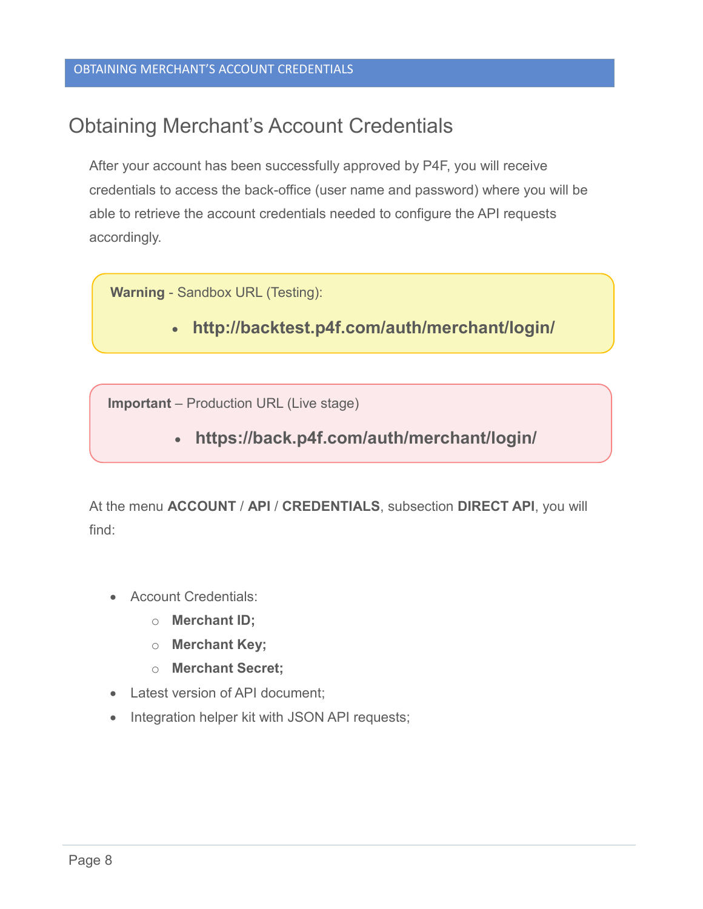# Obtaining Merchant's Account Credentials

After your account has been successfully approved by P4F, you will receive credentials to access the back-office (user name and password) where you will be able to retrieve the account credentials needed to configure the API requests accordingly.

> **Warning** - Sandbox URL (Testing):
>
> - **http://backtest.p4f.com/auth/merchant/login/**

> **Important** – Production URL (Live stage)
>
> - **https://back.p4f.com/auth/merchant/login/**

At the menu **ACCOUNT** / **API** / **CREDENTIALS**, subsection **DIRECT API**, you will find:

- Account Credentials:
  - **Merchant ID;**
  - **Merchant Key;**
  - **Merchant Secret;**
- Latest version of API document;
- Integration helper kit with JSON API requests;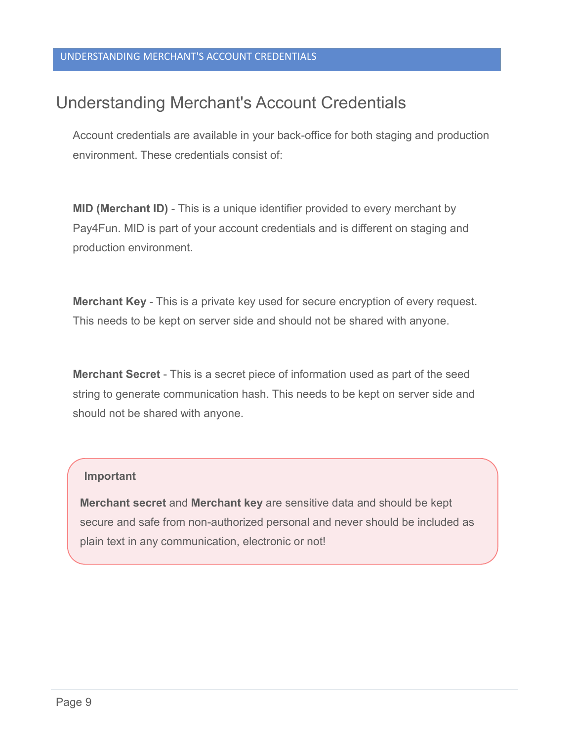# Understanding Merchant's Account Credentials

Account credentials are available in your back-office for both staging and production environment. These credentials consist of:

**MID (Merchant ID)** - This is a unique identifier provided to every merchant by Pay4Fun. MID is part of your account credentials and is different on staging and production environment.

**Merchant Key** - This is a private key used for secure encryption of every request. This needs to be kept on server side and should not be shared with anyone.

**Merchant Secret** - This is a secret piece of information used as part of the seed string to generate communication hash. This needs to be kept on server side and should not be shared with anyone.

> **Important**
>
> **Merchant secret** and **Merchant key** are sensitive data and should be kept secure and safe from non-authorized personal and never should be included as plain text in any communication, electronic or not!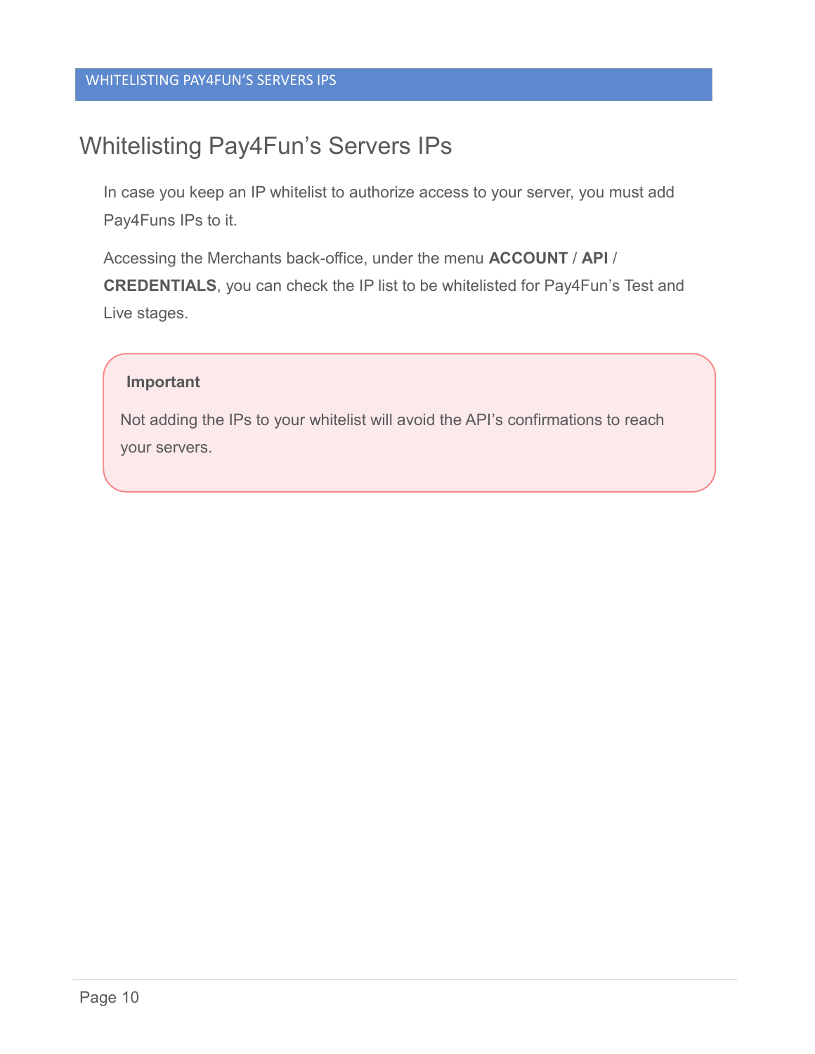# Whitelisting Pay4Fun's Servers IPs

In case you keep an IP whitelist to authorize access to your server, you must add Pay4Funs IPs to it.

Accessing the Merchants back-office, under the menu **ACCOUNT** / **API** / **CREDENTIALS**, you can check the IP list to be whitelisted for Pay4Fun's Test and Live stages.

> **Important**
>
> Not adding the IPs to your whitelist will avoid the API's confirmations to reach your servers.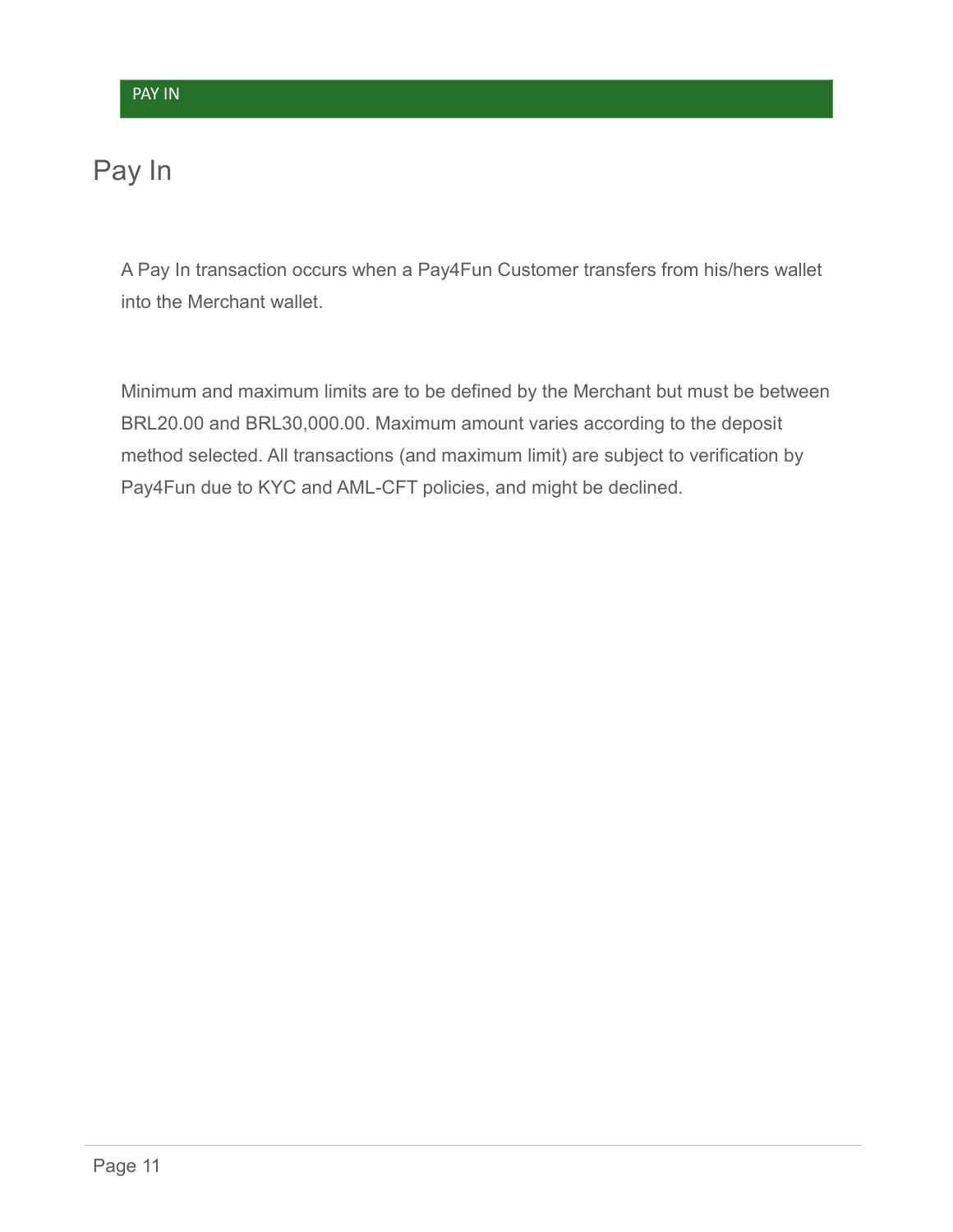# Pay In

A Pay In transaction occurs when a Pay4Fun Customer transfers from his/hers wallet into the Merchant wallet.

Minimum and maximum limits are to be defined by the Merchant but must be between BRL20.00 and BRL30,000.00. Maximum amount varies according to the deposit method selected. All transactions (and maximum limit) are subject to verification by Pay4Fun due to KYC and AML-CFT policies, and might be declined.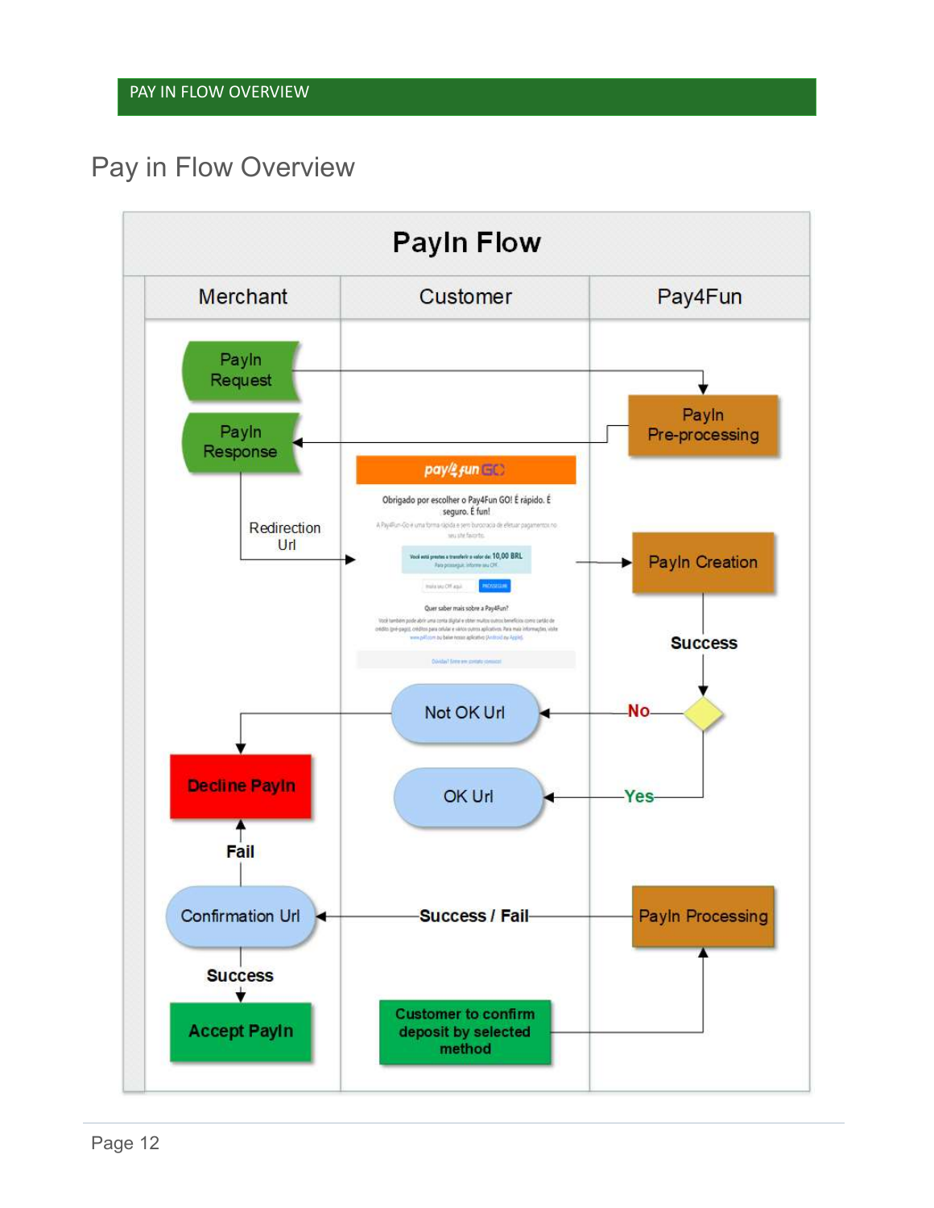# Pay in Flow Overview

**PayIn Flow**

| Merchant | Customer | Pay4Fun |
| --- | --- | --- |
| PayIn Request → | | PayIn Pre-processing |
| PayIn Response ← | | |
| Redirection Url → | pay4fun GO page | → PayIn Creation |
| | | Success |
| Decline PayIn ← | Not OK Url ← | No |
| | OK Url ← | Yes |
| Fail | | |
| Confirmation Url ← | Success / Fail | PayIn Processing |
| Success | | |
| Accept PayIn | Customer to confirm deposit by selected method → | |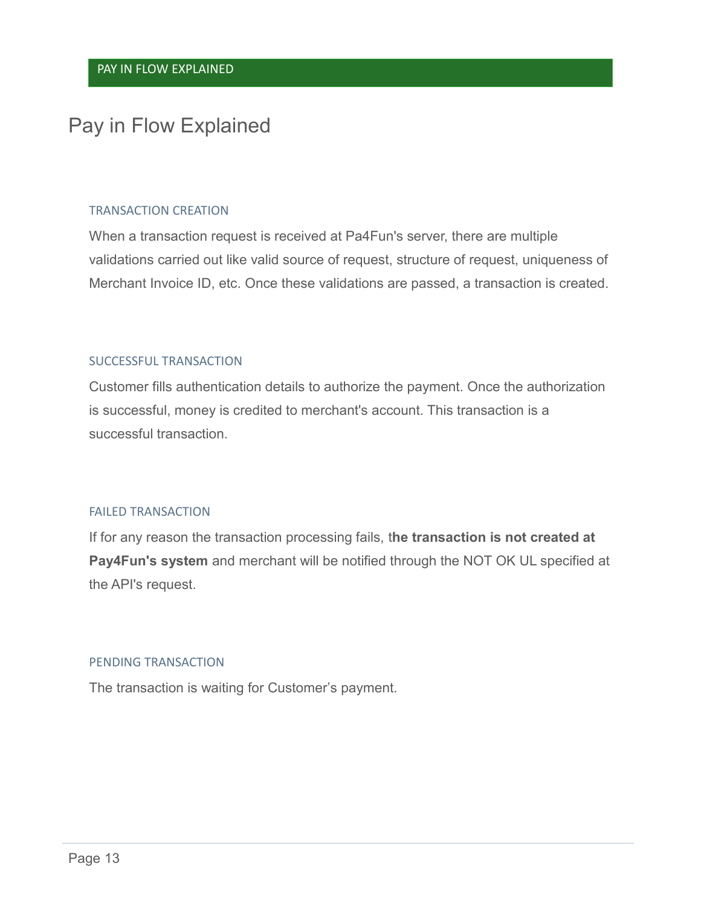# Pay in Flow Explained

### TRANSACTION CREATION

When a transaction request is received at Pa4Fun's server, there are multiple validations carried out like valid source of request, structure of request, uniqueness of Merchant Invoice ID, etc. Once these validations are passed, a transaction is created.

### SUCCESSFUL TRANSACTION

Customer fills authentication details to authorize the payment. Once the authorization is successful, money is credited to merchant's account. This transaction is a successful transaction.

### FAILED TRANSACTION

If for any reason the transaction processing fails, t**he transaction is not created at Pay4Fun's system** and merchant will be notified through the NOT OK UL specified at the API's request.

### PENDING TRANSACTION

The transaction is waiting for Customer's payment.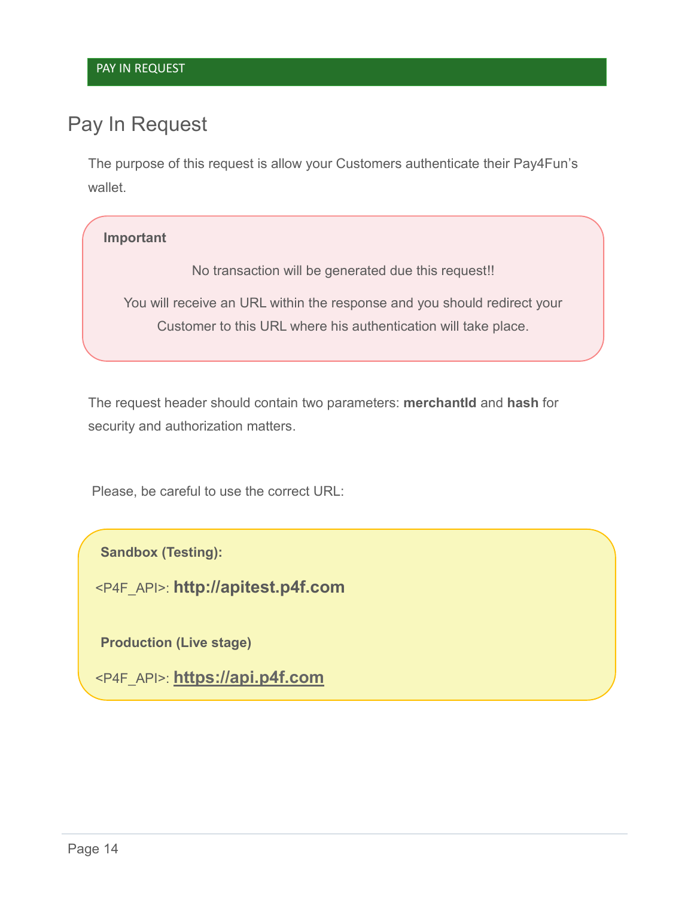PAY IN REQUEST

## Pay In Request

The purpose of this request is allow your Customers authenticate their Pay4Fun's wallet.

**Important**

No transaction will be generated due this request!!

You will receive an URL within the response and you should redirect your Customer to this URL where his authentication will take place.

The request header should contain two parameters: **merchantId** and **hash** for security and authorization matters.

Please, be careful to use the correct URL:

**Sandbox (Testing):**

<P4F_API>: **http://apitest.p4f.com**

**Production (Live stage)**

<P4F_API>: **https://api.p4f.com**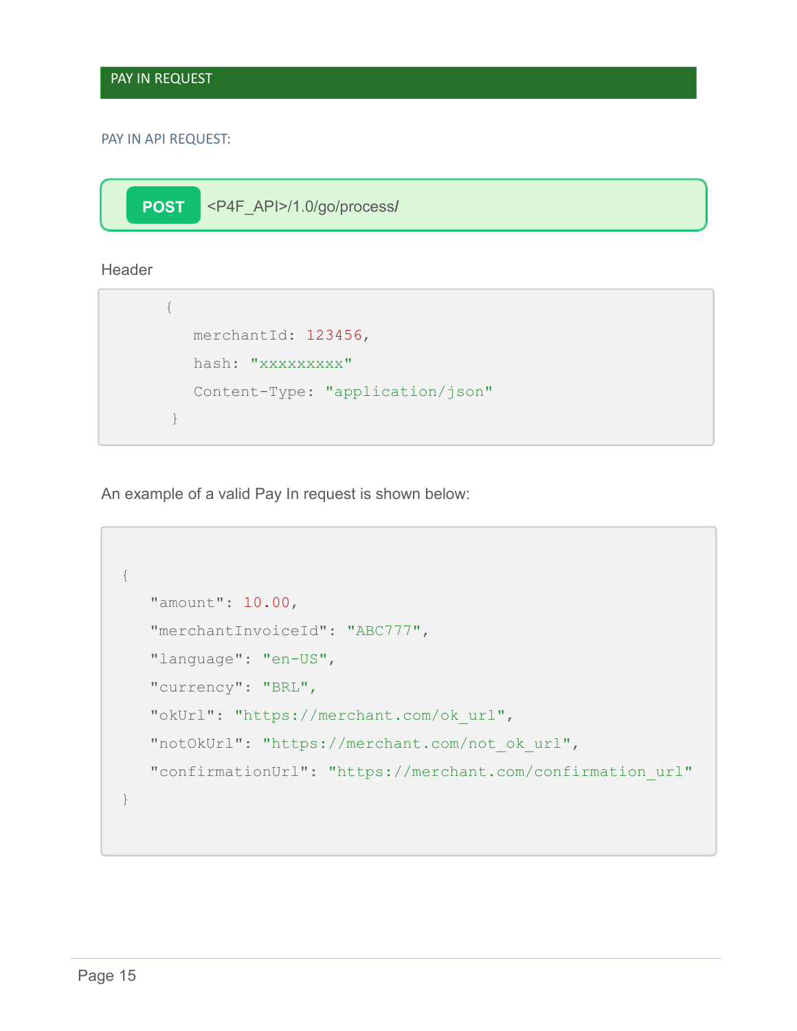## PAY IN REQUEST

### PAY IN API REQUEST:

**POST** <P4F_API>/1.0/go/process/

Header

```
{
   merchantId: 123456,
   hash: "xxxxxxxxx"
   Content-Type: "application/json"
}
```

An example of a valid Pay In request is shown below:

```
{
   "amount": 10.00,
   "merchantInvoiceId": "ABC777",
   "language": "en-US",
   "currency": "BRL",
   "okUrl": "https://merchant.com/ok_url",
   "notOkUrl": "https://merchant.com/not_ok_url",
   "confirmationUrl": "https://merchant.com/confirmation_url"
}
```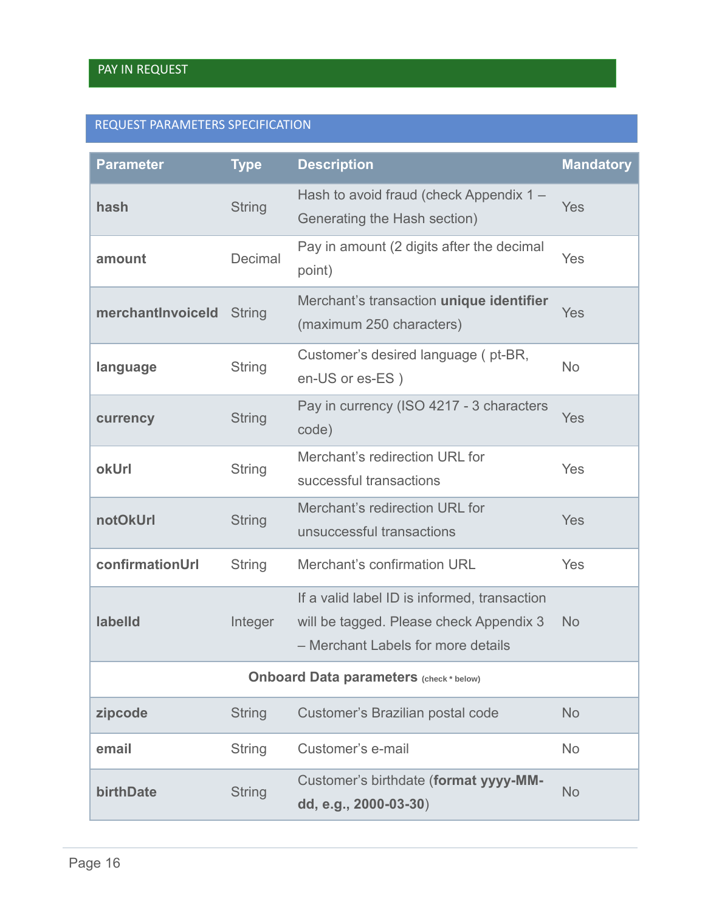## PAY IN REQUEST

### REQUEST PARAMETERS SPECIFICATION

| Parameter | Type | Description | Mandatory |
|---|---|---|---|
| **hash** | String | Hash to avoid fraud (check Appendix 1 – Generating the Hash section) | Yes |
| **amount** | Decimal | Pay in amount (2 digits after the decimal point) | Yes |
| **merchantInvoiceId** | String | Merchant's transaction **unique identifier** (maximum 250 characters) | Yes |
| **language** | String | Customer's desired language ( pt-BR, en-US or es-ES ) | No |
| **currency** | String | Pay in currency (ISO 4217 - 3 characters code) | Yes |
| **okUrl** | String | Merchant's redirection URL for successful transactions | Yes |
| **notOkUrl** | String | Merchant's redirection URL for unsuccessful transactions | Yes |
| **confirmationUrl** | String | Merchant's confirmation URL | Yes |
| **labelId** | Integer | If a valid label ID is informed, transaction will be tagged. Please check Appendix 3 – Merchant Labels for more details | No |
| **Onboard Data parameters** (check * below) | | | |
| **zipcode** | String | Customer's Brazilian postal code | No |
| **email** | String | Customer's e-mail | No |
| **birthDate** | String | Customer's birthdate (**format yyyy-MM-dd, e.g., 2000-03-30**) | No |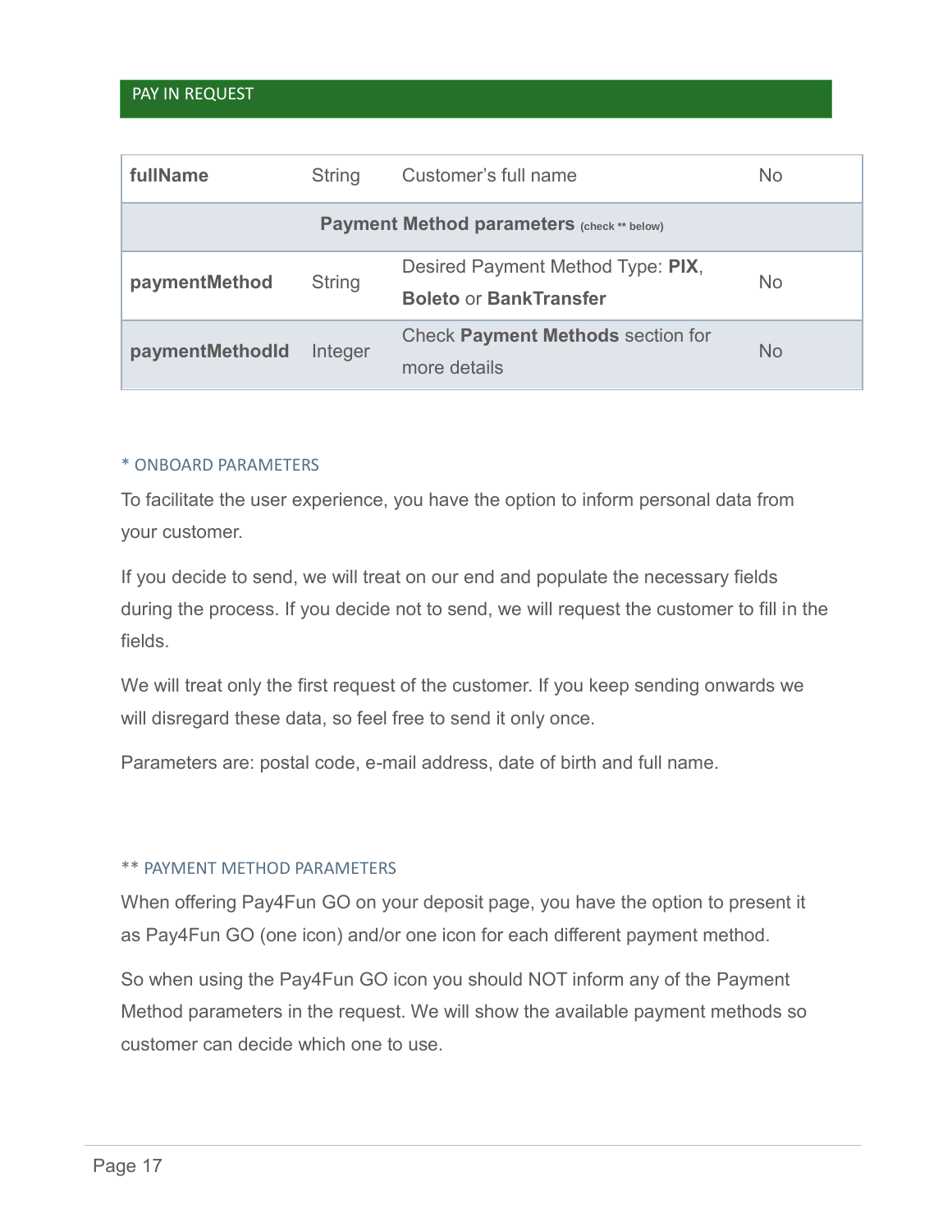## PAY IN REQUEST

| | | | |
|---|---|---|---|
| **fullName** | String | Customer's full name | No |
| **Payment Method parameters** (check ** below) | | | |
| **paymentMethod** | String | Desired Payment Method Type: **PIX**, **Boleto** or **BankTransfer** | No |
| **paymentMethodId** | Integer | Check **Payment Methods** section for more details | No |

### * ONBOARD PARAMETERS

To facilitate the user experience, you have the option to inform personal data from your customer.

If you decide to send, we will treat on our end and populate the necessary fields during the process. If you decide not to send, we will request the customer to fill in the fields.

We will treat only the first request of the customer. If you keep sending onwards we will disregard these data, so feel free to send it only once.

Parameters are: postal code, e-mail address, date of birth and full name.

### ** PAYMENT METHOD PARAMETERS

When offering Pay4Fun GO on your deposit page, you have the option to present it as Pay4Fun GO (one icon) and/or one icon for each different payment method.

So when using the Pay4Fun GO icon you should NOT inform any of the Payment Method parameters in the request. We will show the available payment methods so customer can decide which one to use.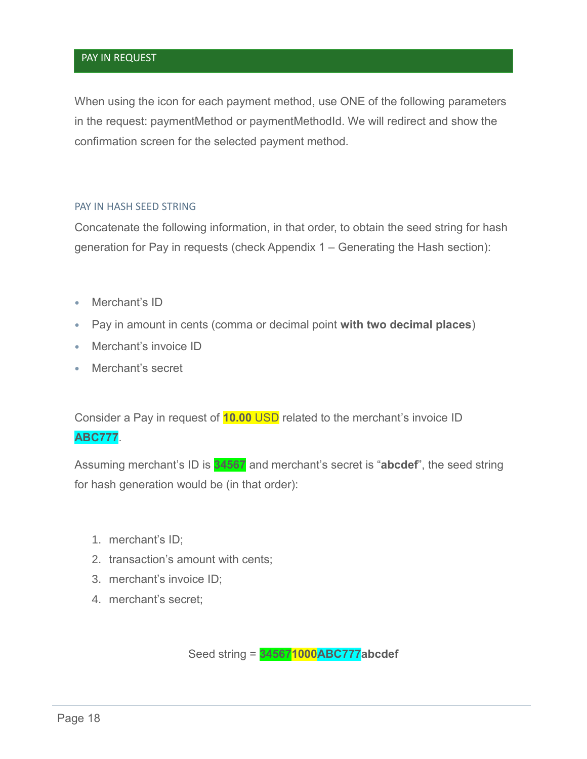## PAY IN REQUEST

When using the icon for each payment method, use ONE of the following parameters in the request: paymentMethod or paymentMethodId. We will redirect and show the confirmation screen for the selected payment method.

### PAY IN HASH SEED STRING

Concatenate the following information, in that order, to obtain the seed string for hash generation for Pay in requests (check Appendix 1 – Generating the Hash section):

- Merchant's ID
- Pay in amount in cents (comma or decimal point **with two decimal places**)
- Merchant's invoice ID
- Merchant's secret

Consider a Pay in request of **10.00** USD related to the merchant's invoice ID **ABC777**.

Assuming merchant's ID is **34567** and merchant's secret is "**abcdef**", the seed string for hash generation would be (in that order):

1. merchant's ID;
2. transaction's amount with cents;
3. merchant's invoice ID;
4. merchant's secret;

Seed string = **345671000ABC777abcdef**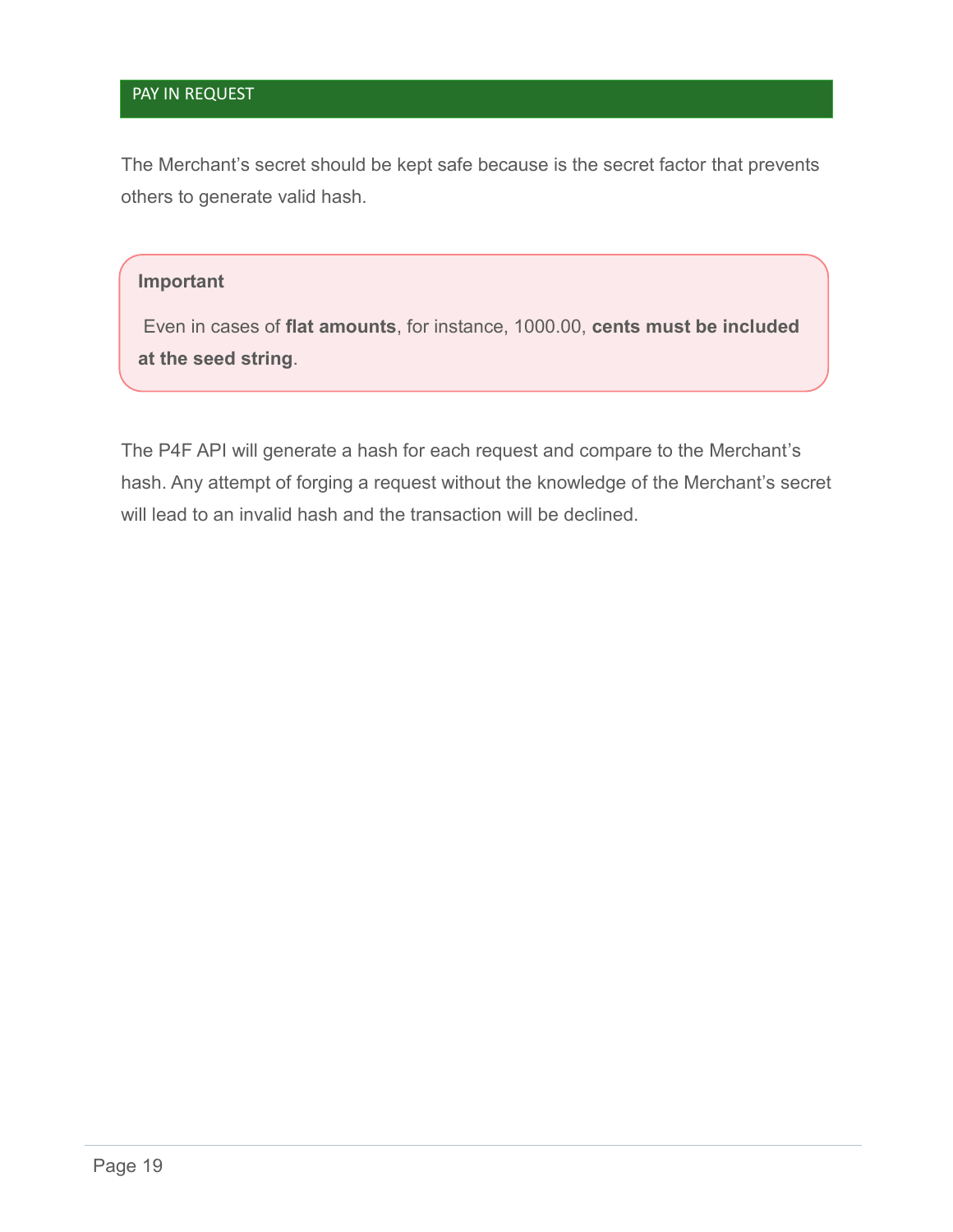## PAY IN REQUEST

The Merchant’s secret should be kept safe because is the secret factor that prevents others to generate valid hash.

> **Important**
>
> Even in cases of **flat amounts**, for instance, 1000.00, **cents must be included at the seed string**.

The P4F API will generate a hash for each request and compare to the Merchant’s hash. Any attempt of forging a request without the knowledge of the Merchant’s secret will lead to an invalid hash and the transaction will be declined.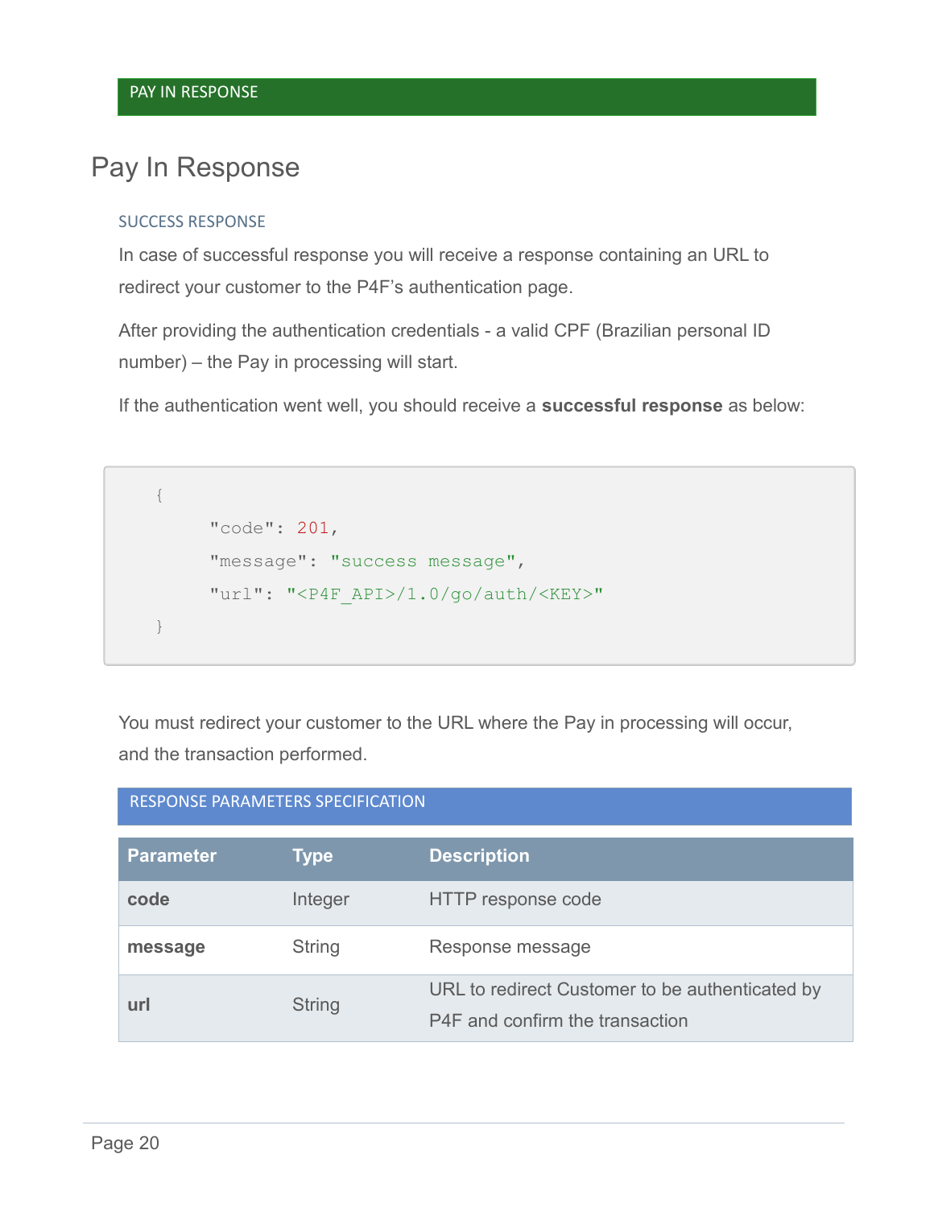## PAY IN RESPONSE

# Pay In Response

### SUCCESS RESPONSE

In case of successful response you will receive a response containing an URL to redirect your customer to the P4F's authentication page.

After providing the authentication credentials - a valid CPF (Brazilian personal ID number) – the Pay in processing will start.

If the authentication went well, you should receive a **successful response** as below:

```
{
    "code": 201,
    "message": "success message",
    "url": "<P4F_API>/1.0/go/auth/<KEY>"
}
```

You must redirect your customer to the URL where the Pay in processing will occur, and the transaction performed.

### RESPONSE PARAMETERS SPECIFICATION

| Parameter | Type | Description |
|---|---|---|
| **code** | Integer | HTTP response code |
| **message** | String | Response message |
| **url** | String | URL to redirect Customer to be authenticated by P4F and confirm the transaction |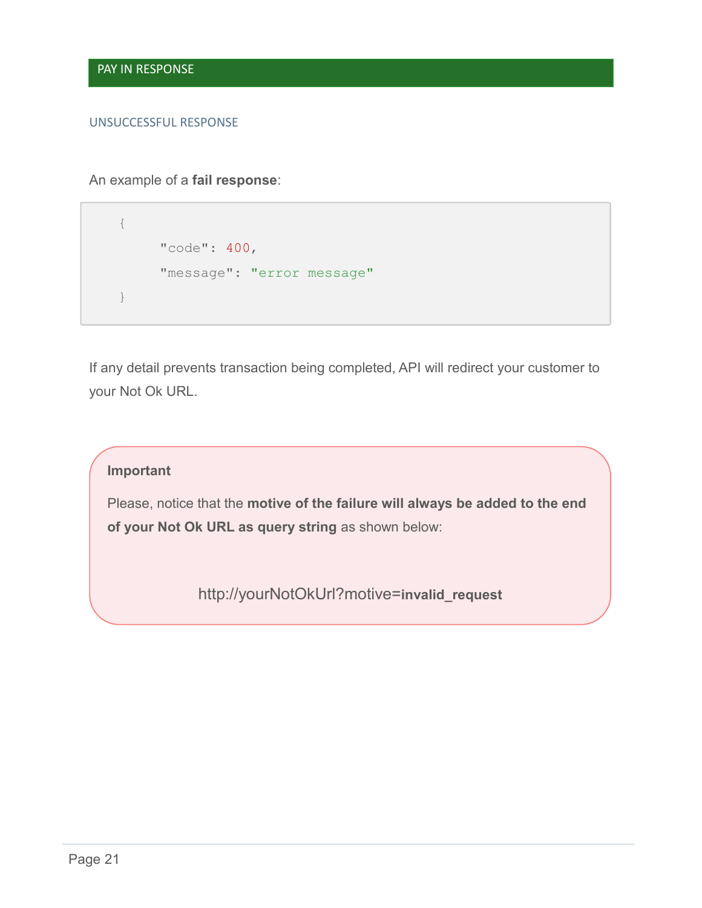## PAY IN RESPONSE

### UNSUCCESSFUL RESPONSE

An example of a **fail response**:

```
{
    "code": 400,
    "message": "error message"
}
```

If any detail prevents transaction being completed, API will redirect your customer to your Not Ok URL.

> **Important**
>
> Please, notice that the **motive of the failure will always be added to the end of your Not Ok URL as query string** as shown below:
>
> http://yourNotOkUrl?motive=**invalid_request**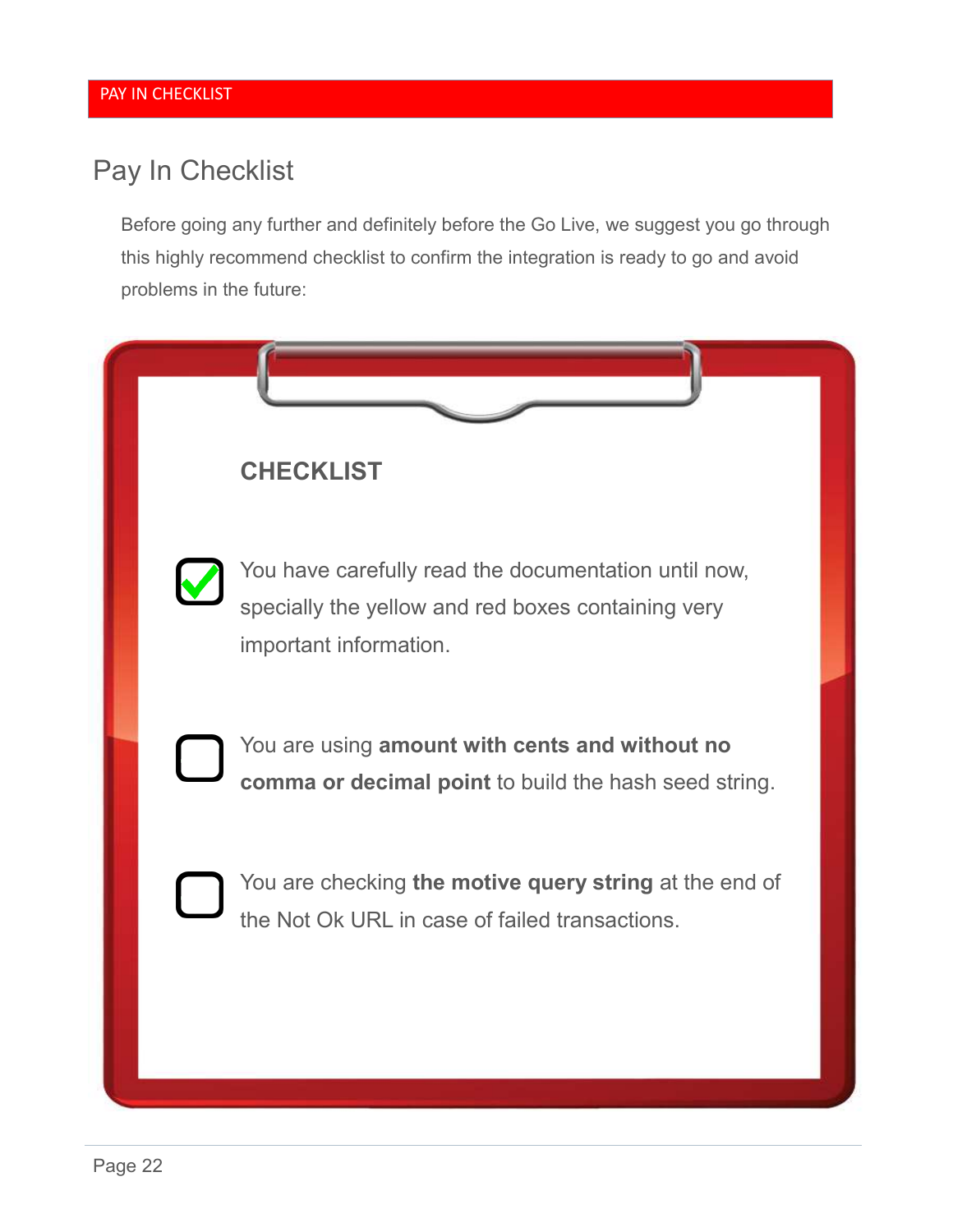# Pay In Checklist

Before going any further and definitely before the Go Live, we suggest you go through this highly recommend checklist to confirm the integration is ready to go and avoid problems in the future:

### CHECKLIST

- [x] You have carefully read the documentation until now, specially the yellow and red boxes containing very important information.
- [ ] You are using **amount with cents and without no comma or decimal point** to build the hash seed string.
- [ ] You are checking **the motive query string** at the end of the Not Ok URL in case of failed transactions.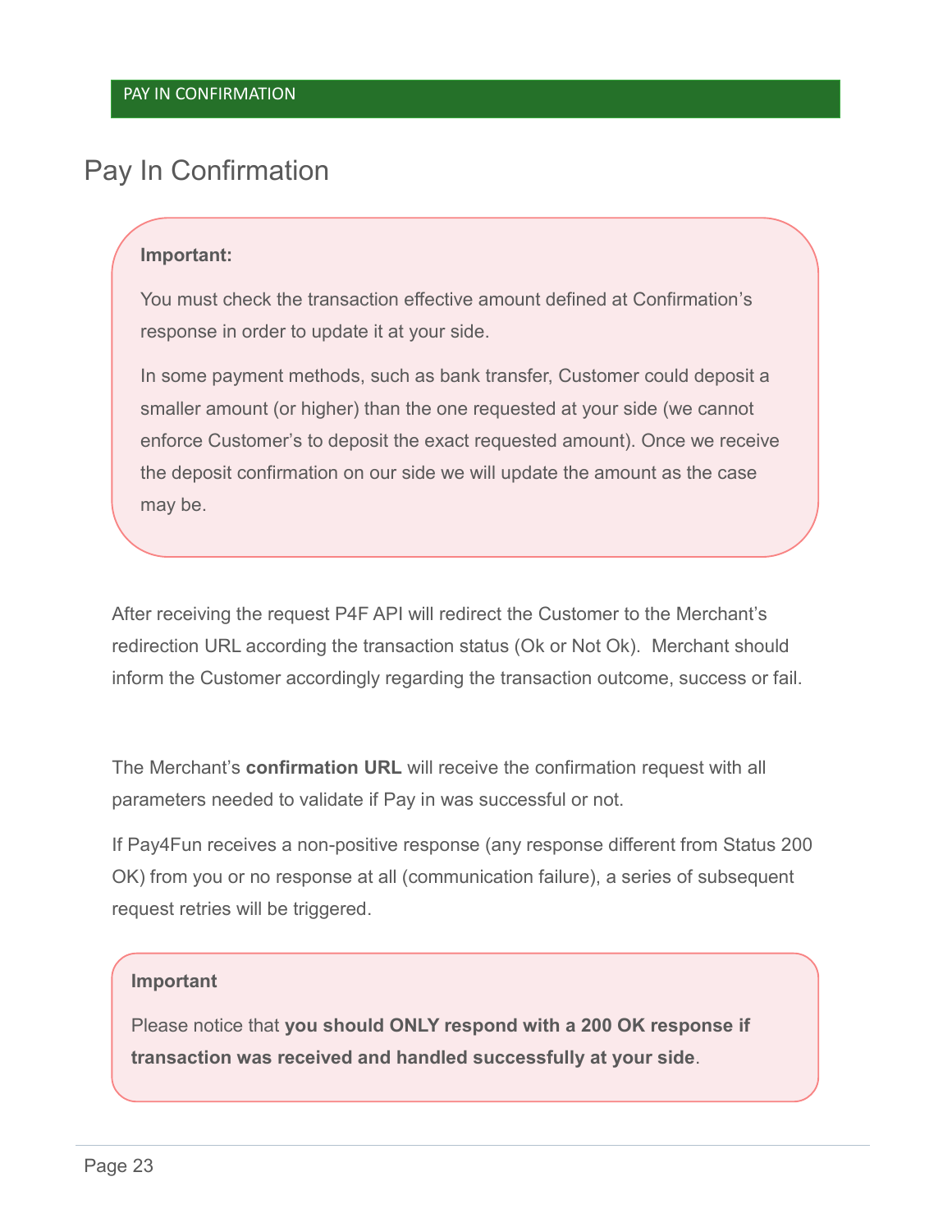## Pay In Confirmation

> **Important:**
>
> You must check the transaction effective amount defined at Confirmation's response in order to update it at your side.
>
> In some payment methods, such as bank transfer, Customer could deposit a smaller amount (or higher) than the one requested at your side (we cannot enforce Customer's to deposit the exact requested amount). Once we receive the deposit confirmation on our side we will update the amount as the case may be.

After receiving the request P4F API will redirect the Customer to the Merchant's redirection URL according the transaction status (Ok or Not Ok). Merchant should inform the Customer accordingly regarding the transaction outcome, success or fail.

The Merchant's **confirmation URL** will receive the confirmation request with all parameters needed to validate if Pay in was successful or not.

If Pay4Fun receives a non-positive response (any response different from Status 200 OK) from you or no response at all (communication failure), a series of subsequent request retries will be triggered.

> **Important**
>
> Please notice that **you should ONLY respond with a 200 OK response if transaction was received and handled successfully at your side**.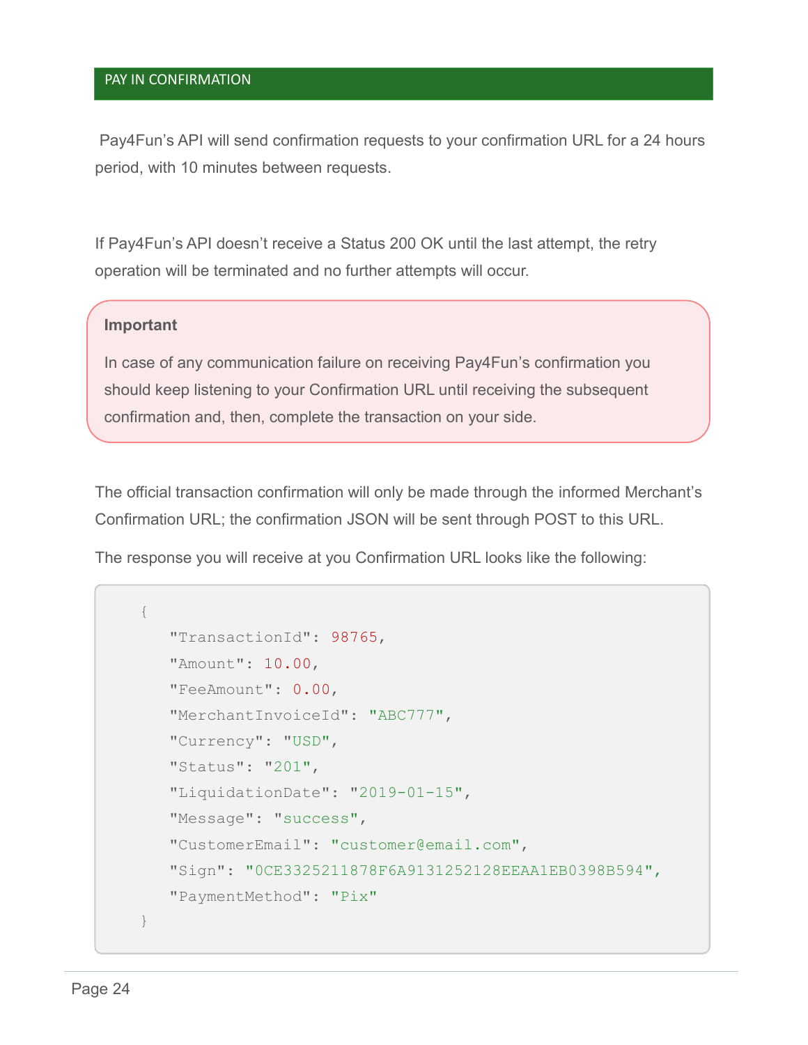## PAY IN CONFIRMATION

Pay4Fun's API will send confirmation requests to your confirmation URL for a 24 hours period, with 10 minutes between requests.

If Pay4Fun's API doesn't receive a Status 200 OK until the last attempt, the retry operation will be terminated and no further attempts will occur.

> **Important**
>
> In case of any communication failure on receiving Pay4Fun's confirmation you should keep listening to your Confirmation URL until receiving the subsequent confirmation and, then, complete the transaction on your side.

The official transaction confirmation will only be made through the informed Merchant's Confirmation URL; the confirmation JSON will be sent through POST to this URL.

The response you will receive at you Confirmation URL looks like the following:

```
{
   "TransactionId": 98765,
   "Amount": 10.00,
   "FeeAmount": 0.00,
   "MerchantInvoiceId": "ABC777",
   "Currency": "USD",
   "Status": "201",
   "LiquidationDate": "2019-01-15",
   "Message": "success",
   "CustomerEmail": "customer@email.com",
   "Sign": "0CE3325211878F6A9131252128EEAA1EB0398B594",
   "PaymentMethod": "Pix"
}
```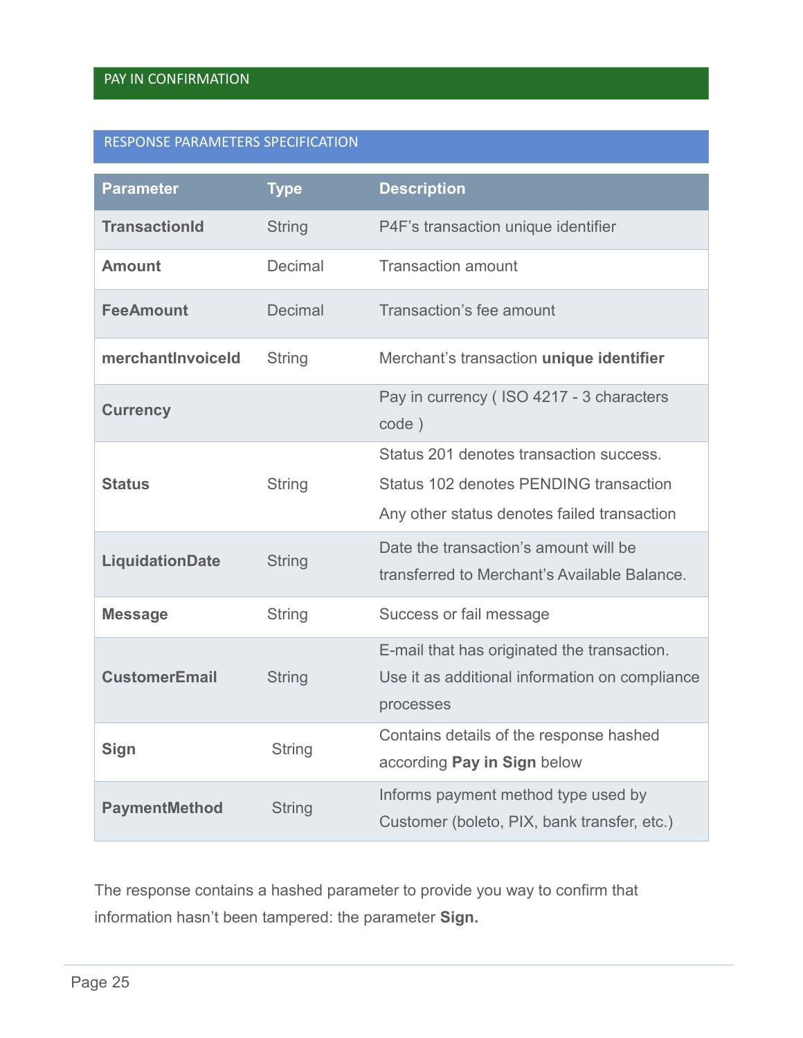## PAY IN CONFIRMATION

### RESPONSE PARAMETERS SPECIFICATION

| Parameter | Type | Description |
|---|---|---|
| **TransactionId** | String | P4F's transaction unique identifier |
| **Amount** | Decimal | Transaction amount |
| **FeeAmount** | Decimal | Transaction's fee amount |
| **merchantInvoiceId** | String | Merchant's transaction **unique identifier** |
| **Currency** | | Pay in currency ( ISO 4217 - 3 characters code ) |
| **Status** | String | Status 201 denotes transaction success. Status 102 denotes PENDING transaction Any other status denotes failed transaction |
| **LiquidationDate** | String | Date the transaction's amount will be transferred to Merchant's Available Balance. |
| **Message** | String | Success or fail message |
| **CustomerEmail** | String | E-mail that has originated the transaction. Use it as additional information on compliance processes |
| **Sign** | String | Contains details of the response hashed according **Pay in Sign** below |
| **PaymentMethod** | String | Informs payment method type used by Customer (boleto, PIX, bank transfer, etc.) |

The response contains a hashed parameter to provide you way to confirm that information hasn't been tampered: the parameter **Sign.**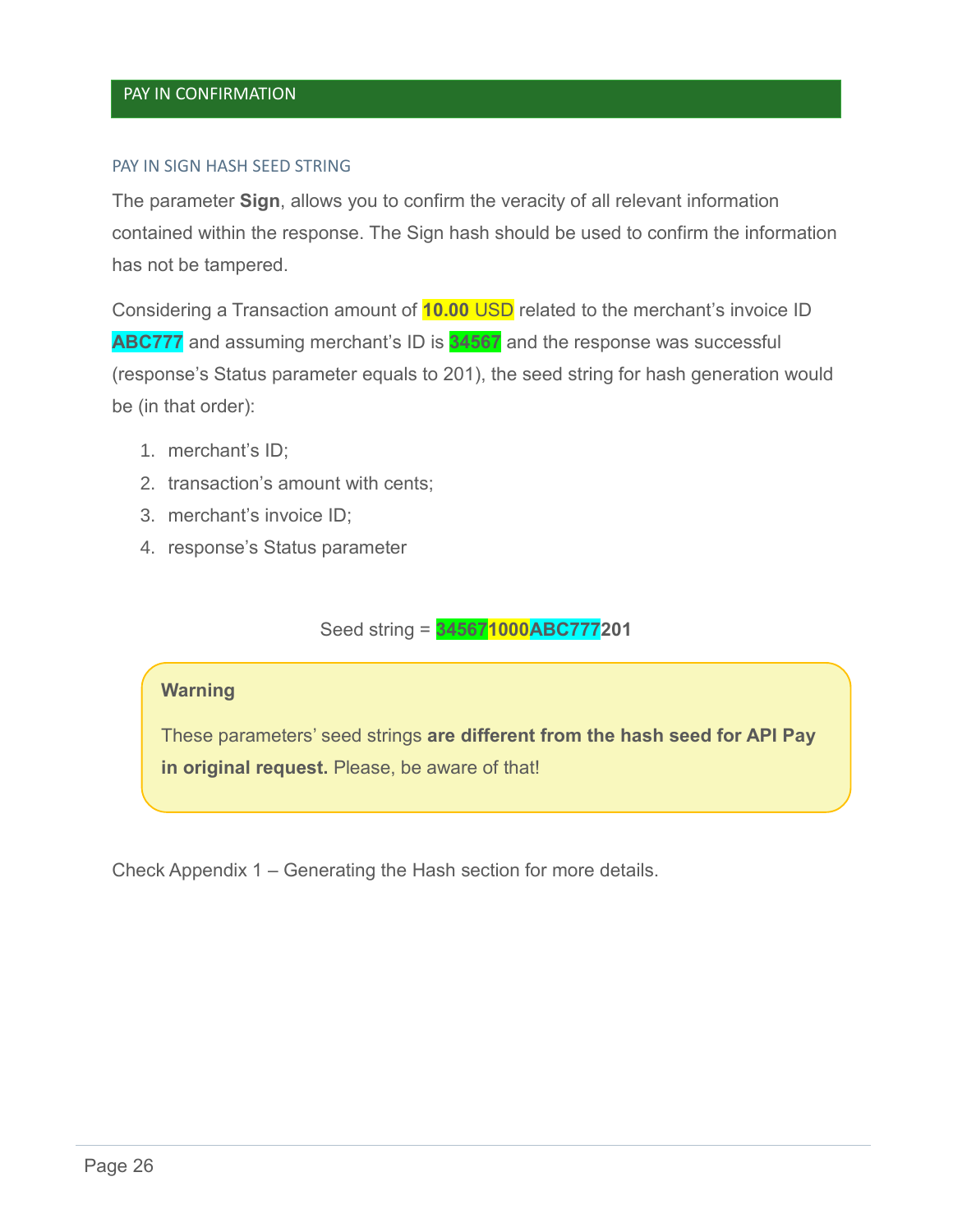## PAY IN CONFIRMATION

### PAY IN SIGN HASH SEED STRING

The parameter **Sign**, allows you to confirm the veracity of all relevant information contained within the response. The Sign hash should be used to confirm the information has not be tampered.

Considering a Transaction amount of **10.00** USD related to the merchant's invoice ID **ABC777** and assuming merchant's ID is **34567** and the response was successful (response's Status parameter equals to 201), the seed string for hash generation would be (in that order):

1. merchant's ID;
2. transaction's amount with cents;
3. merchant's invoice ID;
4. response's Status parameter

Seed string = **345671000ABC777201**

> **Warning**
>
> These parameters' seed strings **are different from the hash seed for API Pay in original request.** Please, be aware of that!

Check Appendix 1 – Generating the Hash section for more details.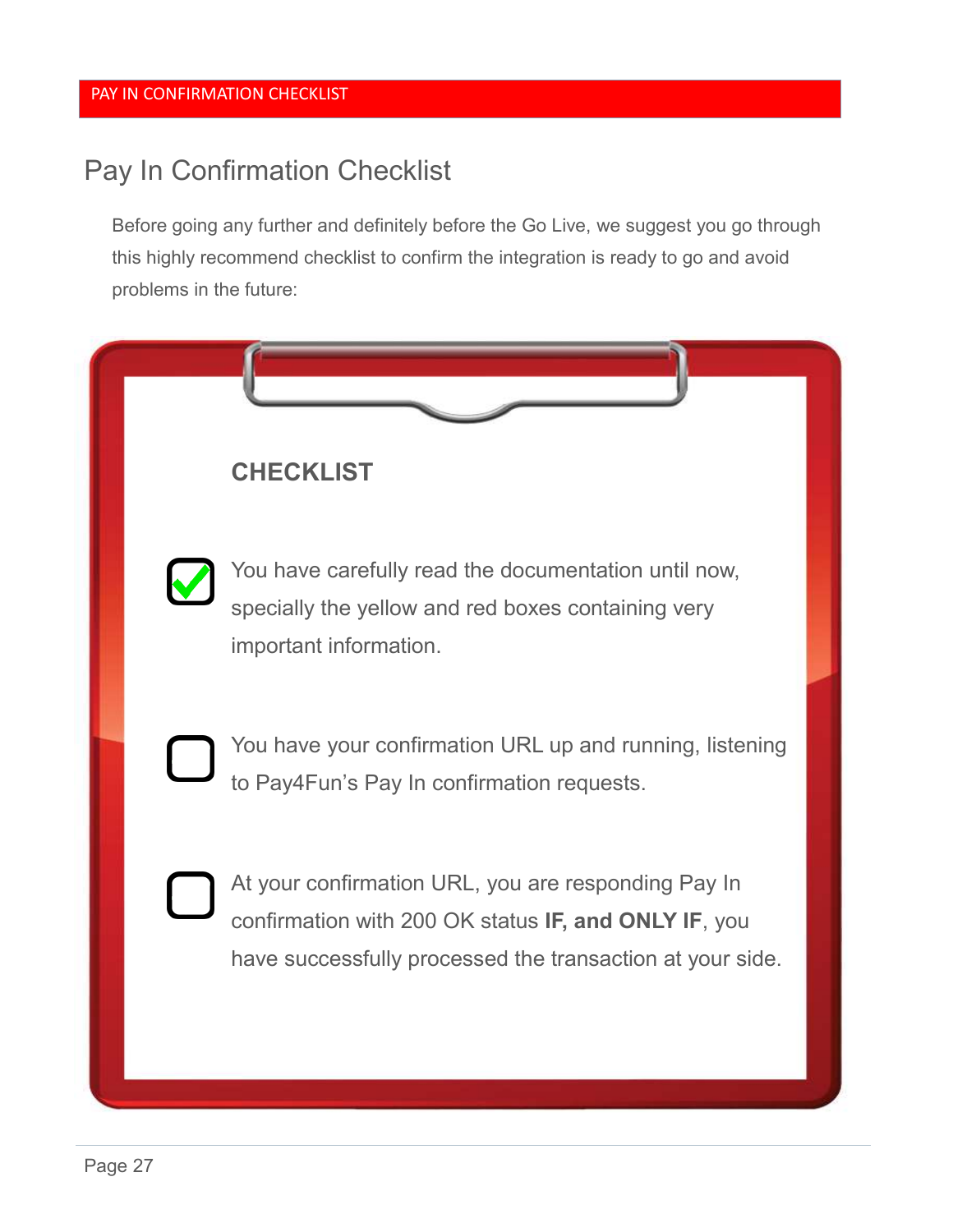# Pay In Confirmation Checklist

Before going any further and definitely before the Go Live, we suggest you go through this highly recommend checklist to confirm the integration is ready to go and avoid problems in the future:

**CHECKLIST**

- [x] You have carefully read the documentation until now, specially the yellow and red boxes containing very important information.
- [ ] You have your confirmation URL up and running, listening to Pay4Fun's Pay In confirmation requests.
- [ ] At your confirmation URL, you are responding Pay In confirmation with 200 OK status **IF, and ONLY IF**, you have successfully processed the transaction at your side.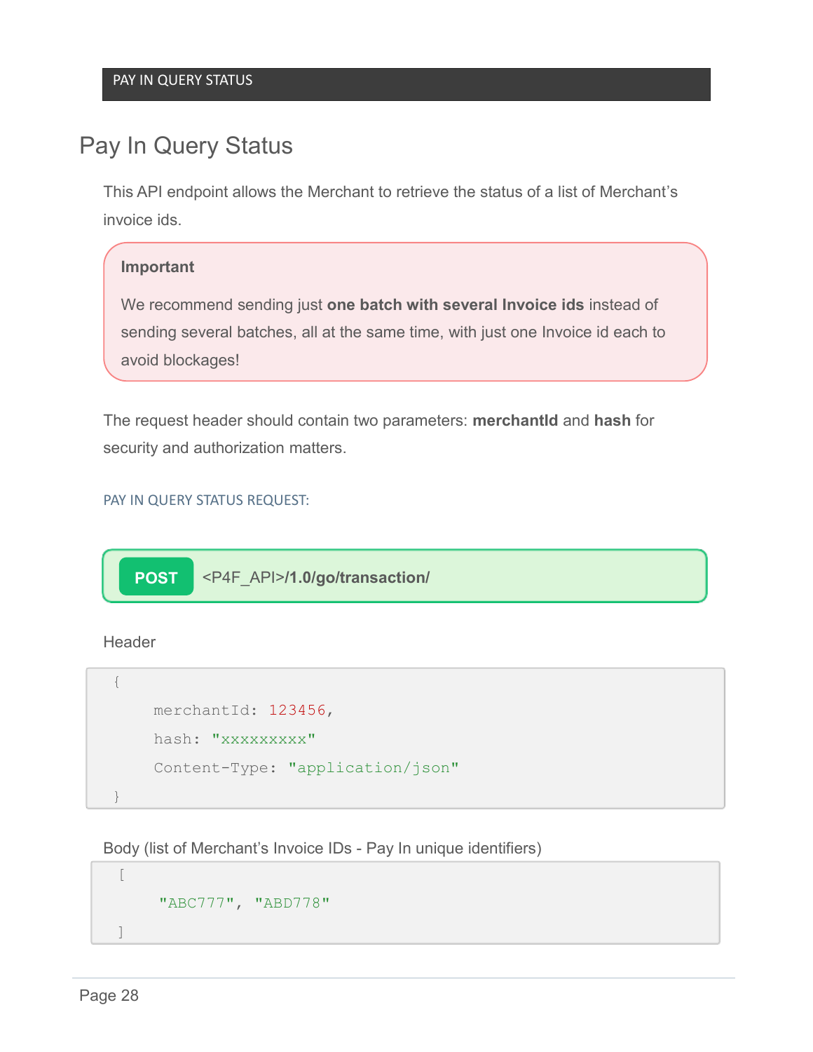PAY IN QUERY STATUS

## Pay In Query Status

This API endpoint allows the Merchant to retrieve the status of a list of Merchant's invoice ids.

> **Important**
>
> We recommend sending just **one batch with several Invoice ids** instead of sending several batches, all at the same time, with just one Invoice id each to avoid blockages!

The request header should contain two parameters: **merchantId** and **hash** for security and authorization matters.

PAY IN QUERY STATUS REQUEST:

**POST** <P4F_API>**/1.0/go/transaction/**

Header

```
{
    merchantId: 123456,
    hash: "xxxxxxxxx"
    Content-Type: "application/json"
}
```

Body (list of Merchant's Invoice IDs - Pay In unique identifiers)

```
[
    "ABC777", "ABD778"
]
```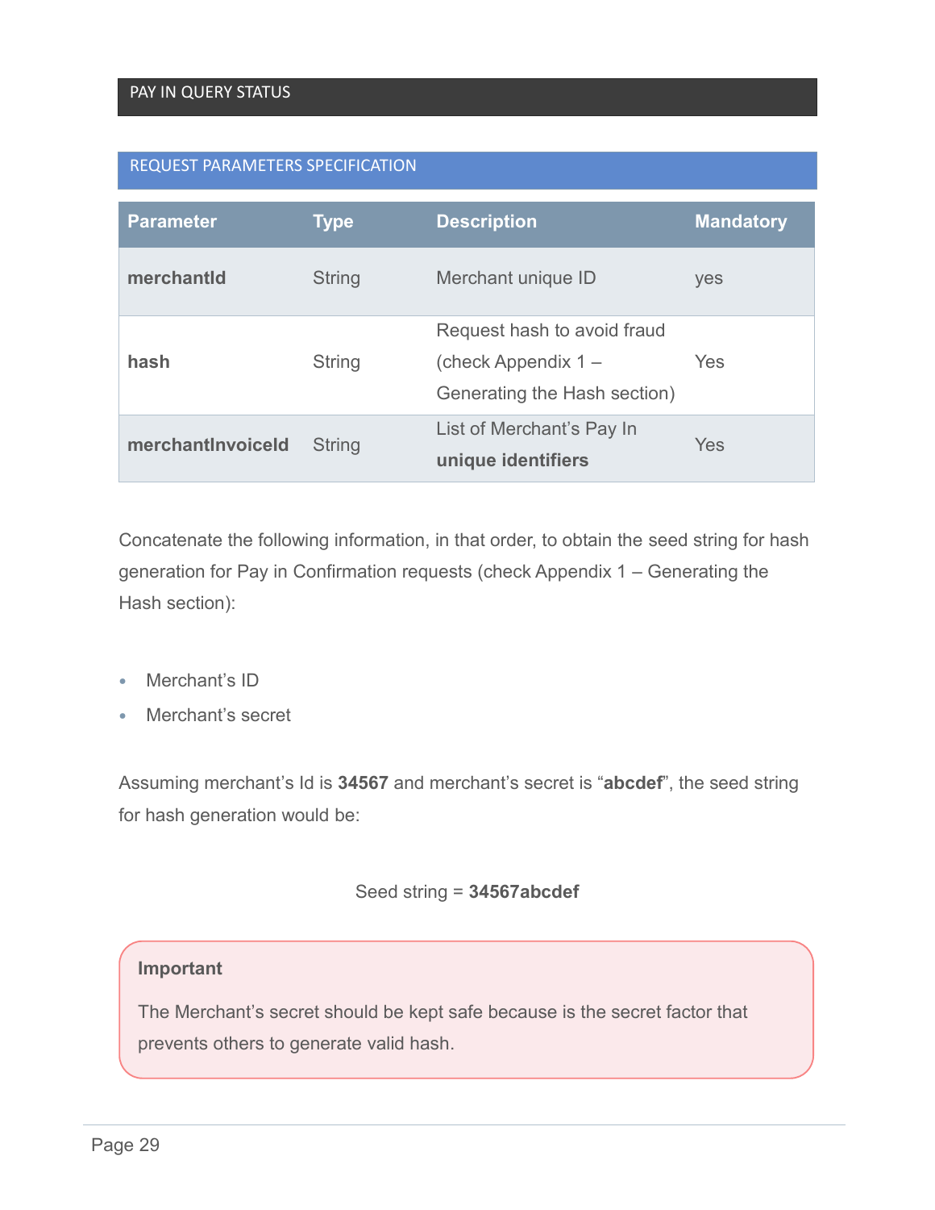## PAY IN QUERY STATUS

### REQUEST PARAMETERS SPECIFICATION

| Parameter | Type | Description | Mandatory |
|---|---|---|---|
| **merchantId** | String | Merchant unique ID | yes |
| **hash** | String | Request hash to avoid fraud (check Appendix 1 – Generating the Hash section) | Yes |
| **merchantInvoiceId** | String | List of Merchant's Pay In **unique identifiers** | Yes |

Concatenate the following information, in that order, to obtain the seed string for hash generation for Pay in Confirmation requests (check Appendix 1 – Generating the Hash section):

- Merchant's ID
- Merchant's secret

Assuming merchant's Id is **34567** and merchant's secret is "**abcdef**", the seed string for hash generation would be:

Seed string = **34567abcdef**

> **Important**
>
> The Merchant's secret should be kept safe because is the secret factor that prevents others to generate valid hash.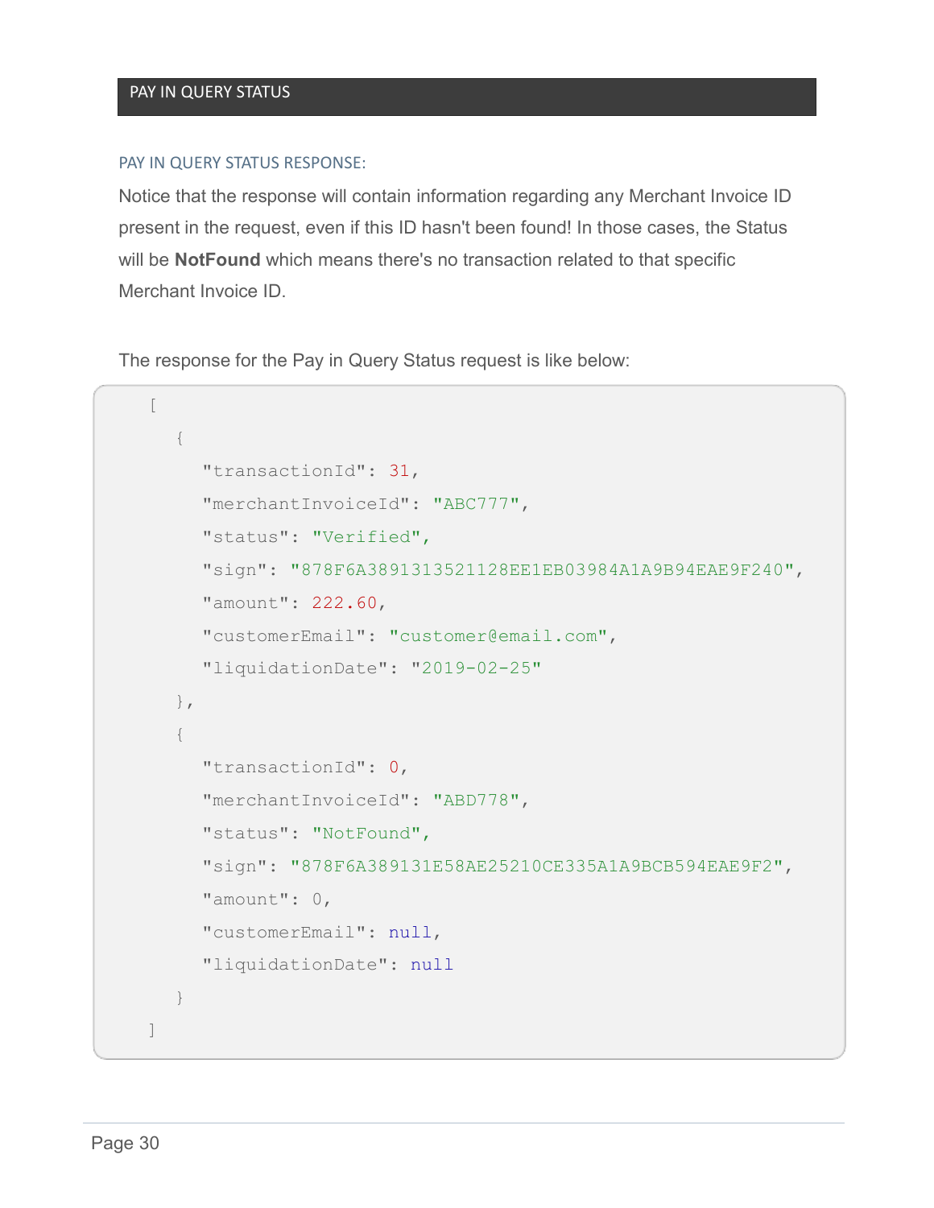## PAY IN QUERY STATUS

### PAY IN QUERY STATUS RESPONSE:

Notice that the response will contain information regarding any Merchant Invoice ID present in the request, even if this ID hasn't been found! In those cases, the Status will be **NotFound** which means there's no transaction related to that specific Merchant Invoice ID.

The response for the Pay in Query Status request is like below:

```
[
  {
    "transactionId": 31,
    "merchantInvoiceId": "ABC777",
    "status": "Verified",
    "sign": "878F6A3891313521128EE1EB03984A1A9B94EAE9F240",
    "amount": 222.60,
    "customerEmail": "customer@email.com",
    "liquidationDate": "2019-02-25"
  },
  {
    "transactionId": 0,
    "merchantInvoiceId": "ABD778",
    "status": "NotFound",
    "sign": "878F6A389131E58AE25210CE335A1A9BCB594EAE9F2",
    "amount": 0,
    "customerEmail": null,
    "liquidationDate": null
  }
]
```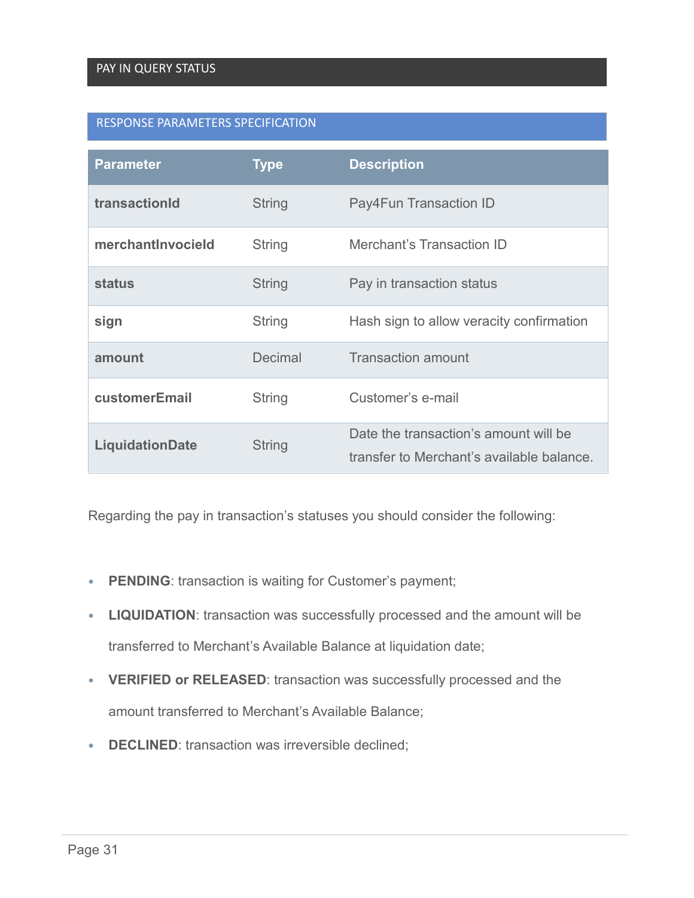## PAY IN QUERY STATUS

### RESPONSE PARAMETERS SPECIFICATION

| Parameter | Type | Description |
|---|---|---|
| **transactionId** | String | Pay4Fun Transaction ID |
| **merchantInvocieId** | String | Merchant's Transaction ID |
| **status** | String | Pay in transaction status |
| **sign** | String | Hash sign to allow veracity confirmation |
| **amount** | Decimal | Transaction amount |
| **customerEmail** | String | Customer's e-mail |
| **LiquidationDate** | String | Date the transaction's amount will be transfer to Merchant's available balance. |

Regarding the pay in transaction's statuses you should consider the following:

- **PENDING**: transaction is waiting for Customer's payment;
- **LIQUIDATION**: transaction was successfully processed and the amount will be transferred to Merchant's Available Balance at liquidation date;
- **VERIFIED or RELEASED**: transaction was successfully processed and the amount transferred to Merchant's Available Balance;
- **DECLINED**: transaction was irreversible declined;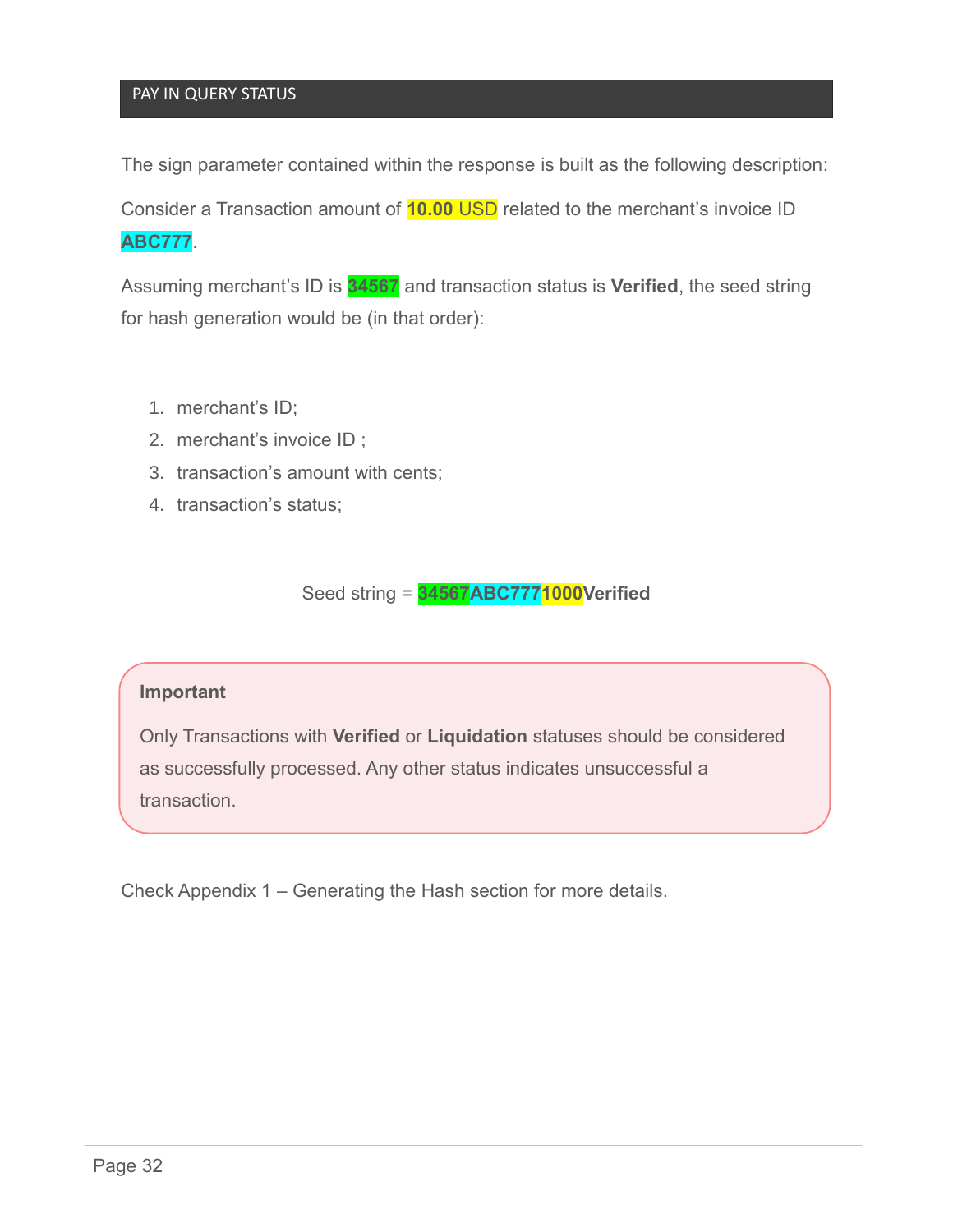## PAY IN QUERY STATUS

The sign parameter contained within the response is built as the following description:

Consider a Transaction amount of **10.00** USD related to the merchant's invoice ID **ABC777**.

Assuming merchant's ID is **34567** and transaction status is **Verified**, the seed string for hash generation would be (in that order):

1. merchant's ID;
2. merchant's invoice ID ;
3. transaction's amount with cents;
4. transaction's status;

Seed string = **34567ABC7771000Verified**

> **Important**
>
> Only Transactions with **Verified** or **Liquidation** statuses should be considered as successfully processed. Any other status indicates unsuccessful a transaction.

Check Appendix 1 – Generating the Hash section for more details.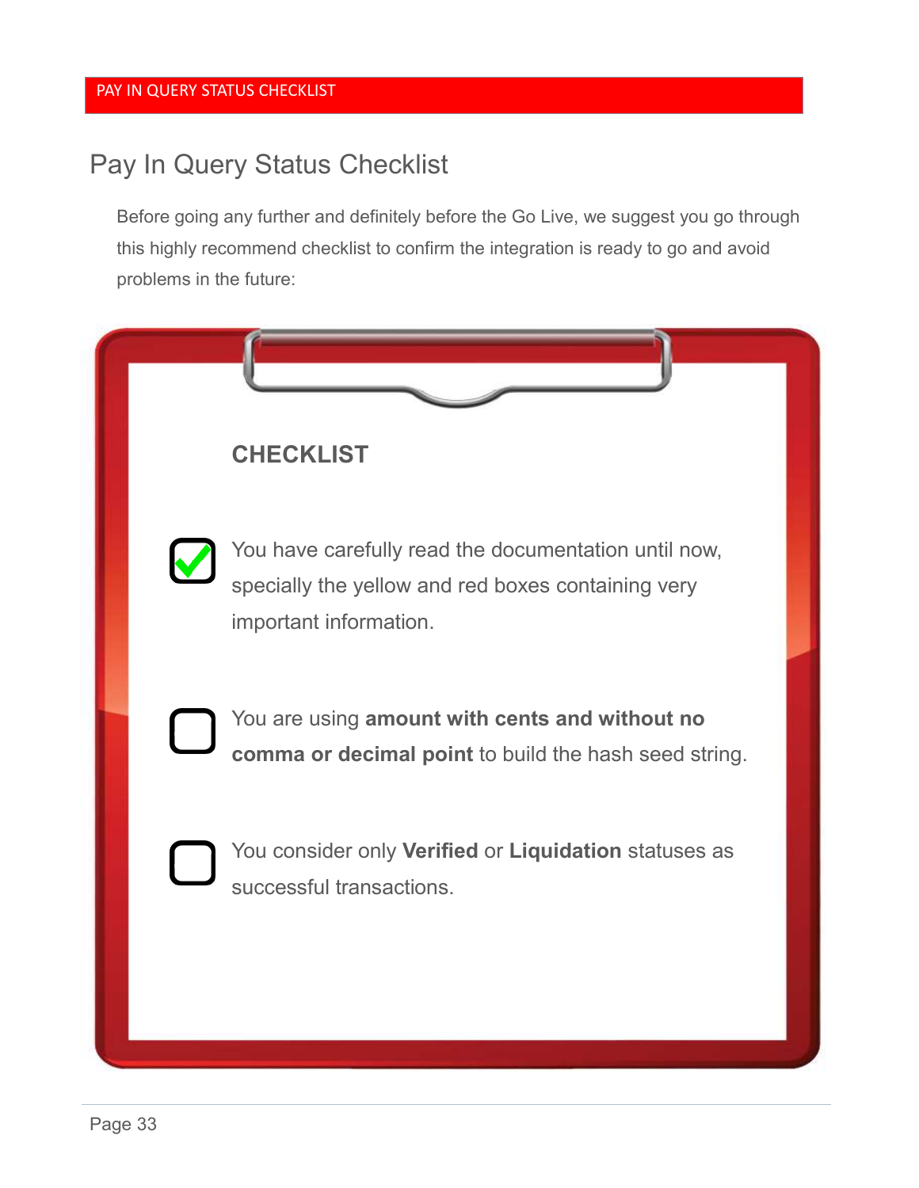## Pay In Query Status Checklist

Before going any further and definitely before the Go Live, we suggest you go through this highly recommend checklist to confirm the integration is ready to go and avoid problems in the future:

**CHECKLIST**

- [x] You have carefully read the documentation until now, specially the yellow and red boxes containing very important information.
- [ ] You are using **amount with cents and without no comma or decimal point** to build the hash seed string.
- [ ] You consider only **Verified** or **Liquidation** statuses as successful transactions.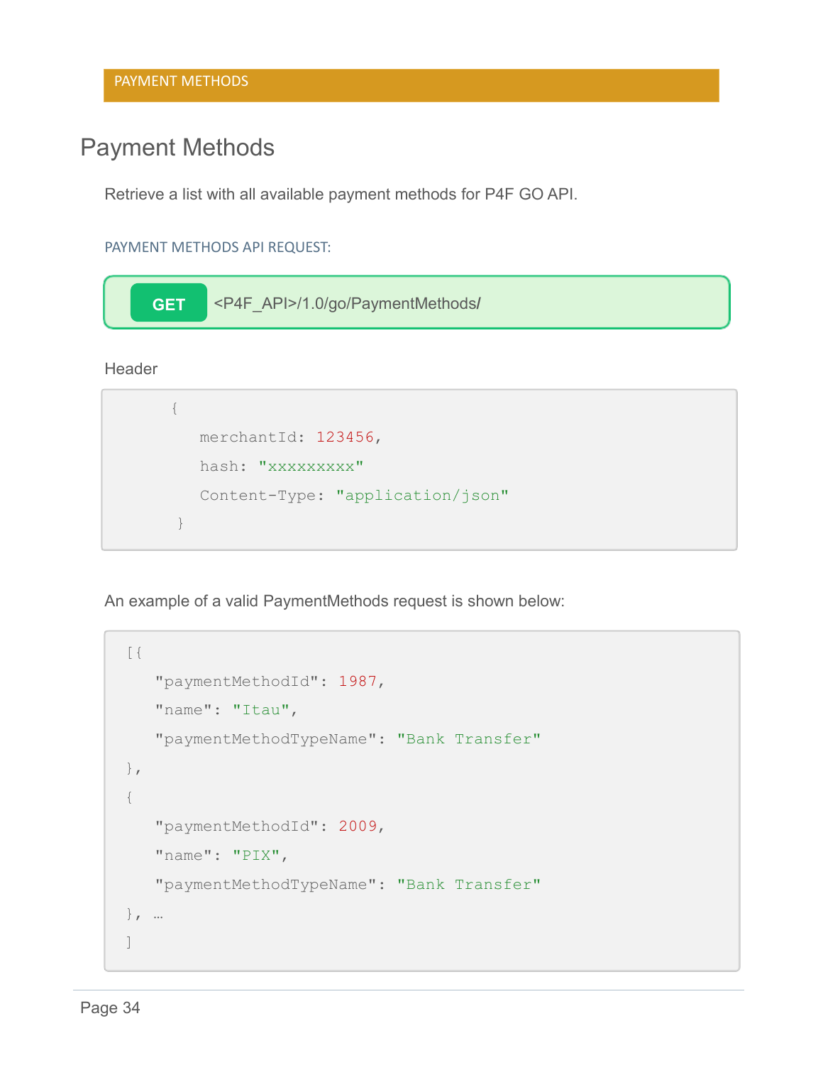PAYMENT METHODS

# Payment Methods

Retrieve a list with all available payment methods for P4F GO API.

PAYMENT METHODS API REQUEST:

**GET** <P4F_API>/1.0/go/PaymentMethods/

Header

```
{
   merchantId: 123456,
   hash: "xxxxxxxxx"
   Content-Type: "application/json"
}
```

An example of a valid PaymentMethods request is shown below:

```
[{
   "paymentMethodId": 1987,
   "name": "Itau",
   "paymentMethodTypeName": "Bank Transfer"
},
{
   "paymentMethodId": 2009,
   "name": "PIX",
   "paymentMethodTypeName": "Bank Transfer"
}, …
]
```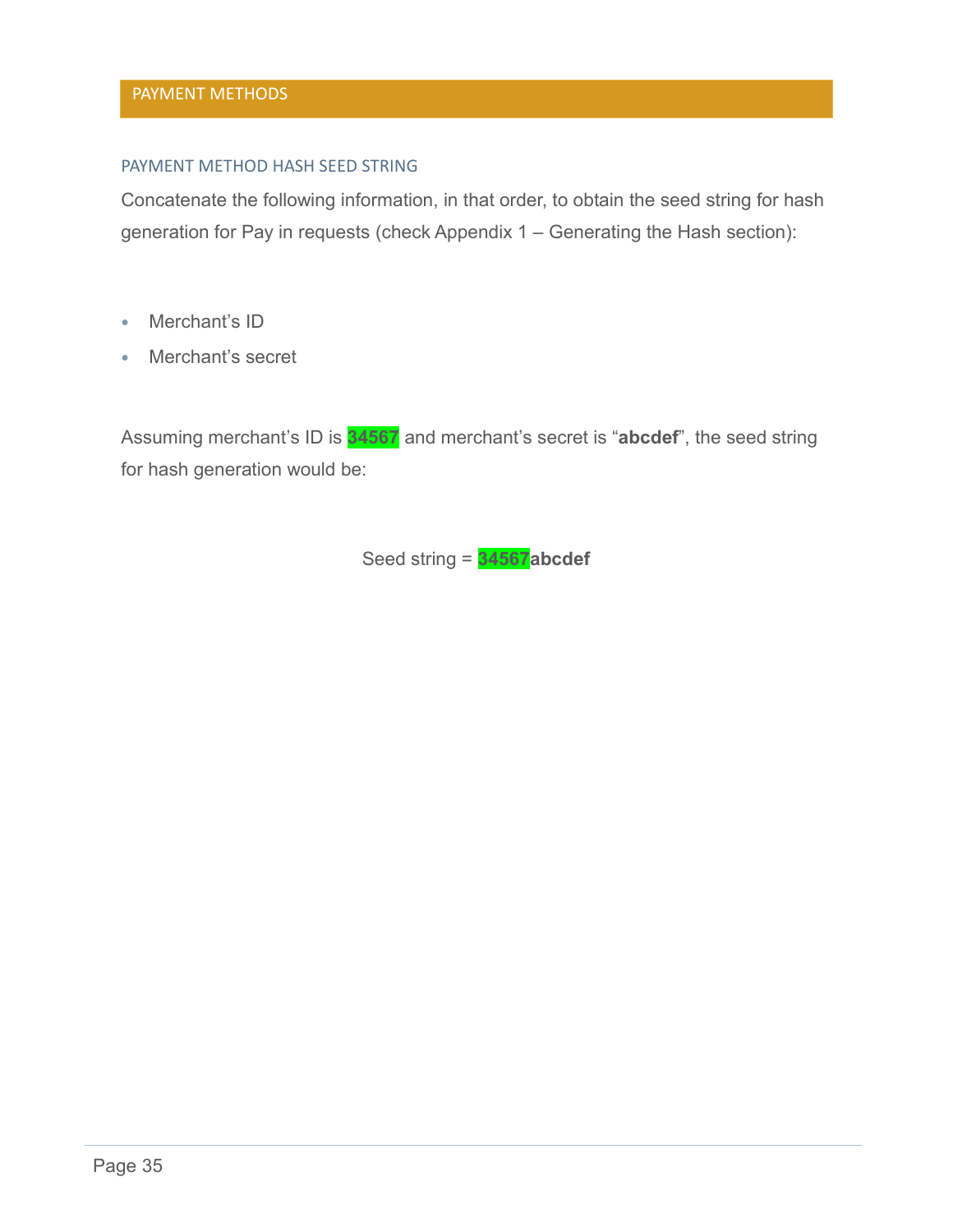## PAYMENT METHODS

### PAYMENT METHOD HASH SEED STRING

Concatenate the following information, in that order, to obtain the seed string for hash generation for Pay in requests (check Appendix 1 – Generating the Hash section):

- Merchant's ID
- Merchant's secret

Assuming merchant's ID is **34567** and merchant's secret is "**abcdef**", the seed string for hash generation would be:

Seed string = **34567abcdef**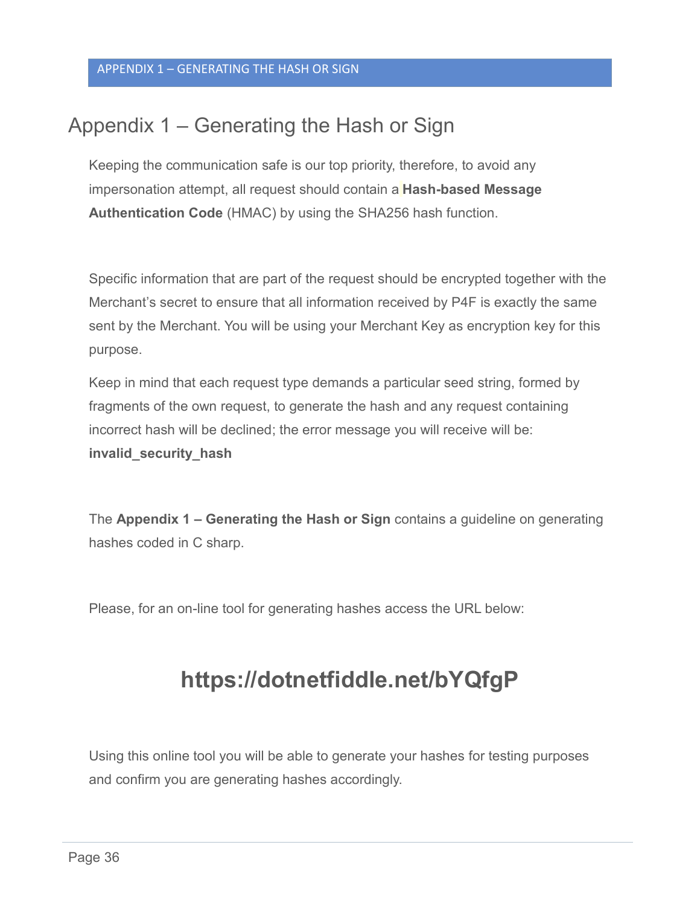# Appendix 1 – Generating the Hash or Sign

Keeping the communication safe is our top priority, therefore, to avoid any impersonation attempt, all request should contain a **Hash-based Message Authentication Code** (HMAC) by using the SHA256 hash function.

Specific information that are part of the request should be encrypted together with the Merchant's secret to ensure that all information received by P4F is exactly the same sent by the Merchant. You will be using your Merchant Key as encryption key for this purpose.

Keep in mind that each request type demands a particular seed string, formed by fragments of the own request, to generate the hash and any request containing incorrect hash will be declined; the error message you will receive will be: **invalid_security_hash**

The **Appendix 1 – Generating the Hash or Sign** contains a guideline on generating hashes coded in C sharp.

Please, for an on-line tool for generating hashes access the URL below:

## https://dotnetfiddle.net/bYQfgP

Using this online tool you will be able to generate your hashes for testing purposes and confirm you are generating hashes accordingly.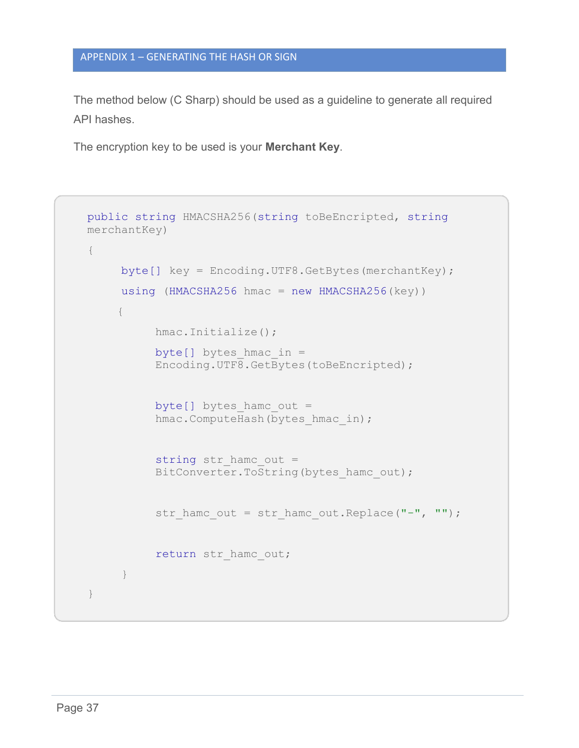## APPENDIX 1 – GENERATING THE HASH OR SIGN

The method below (C Sharp) should be used as a guideline to generate all required API hashes.

The encryption key to be used is your **Merchant Key**.

```
public string HMACSHA256(string toBeEncripted, string
merchantKey)
{
     byte[] key = Encoding.UTF8.GetBytes(merchantKey);
     using (HMACSHA256 hmac = new HMACSHA256(key))
     {
          hmac.Initialize();
          byte[] bytes_hmac_in =
          Encoding.UTF8.GetBytes(toBeEncripted);

          byte[] bytes_hamc_out =
          hmac.ComputeHash(bytes_hmac_in);

          string str_hamc_out =
          BitConverter.ToString(bytes_hamc_out);

          str_hamc_out = str_hamc_out.Replace("-", "");

          return str_hamc_out;
     }
}
```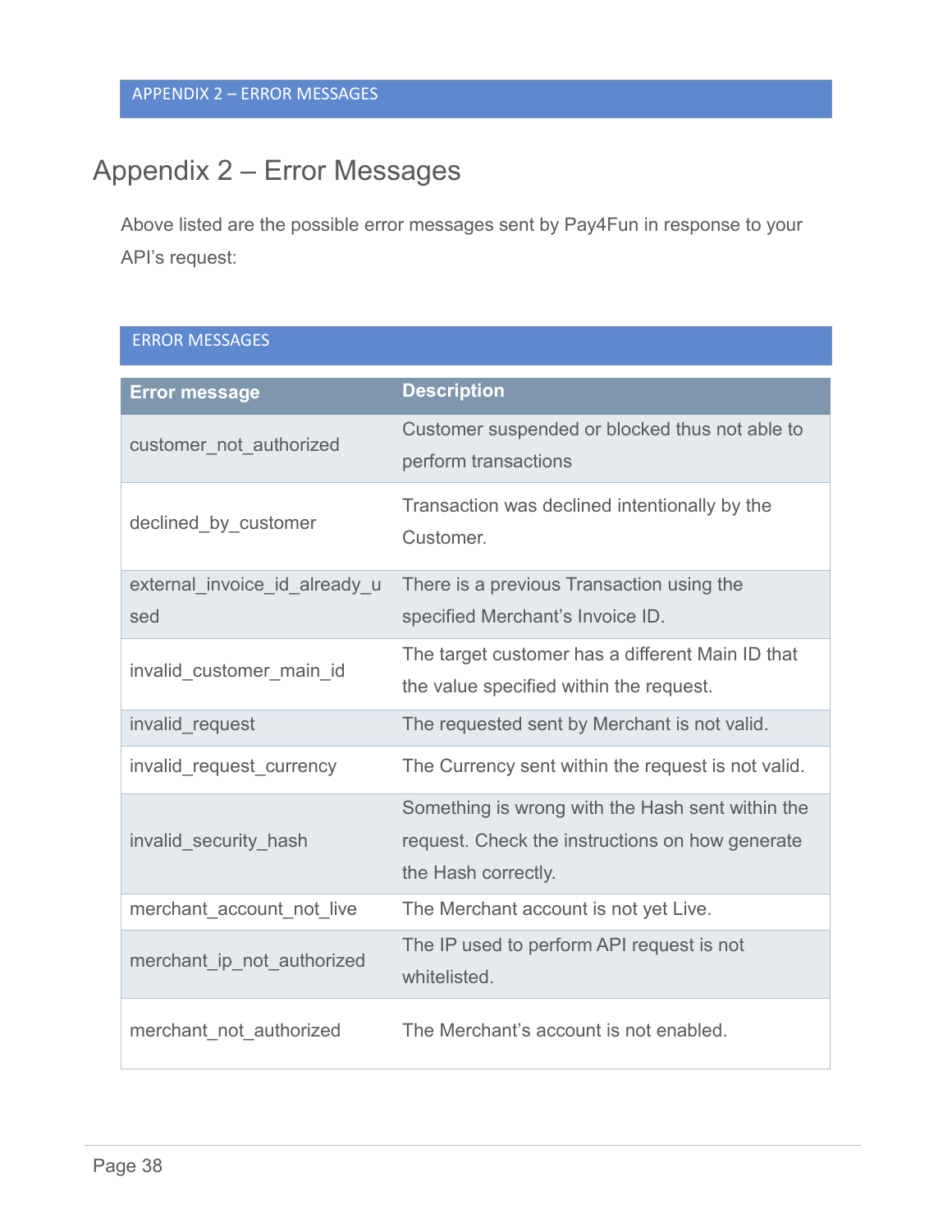# Appendix 2 – Error Messages

Above listed are the possible error messages sent by Pay4Fun in response to your API's request:

ERROR MESSAGES

| Error message | Description |
| --- | --- |
| customer_not_authorized | Customer suspended or blocked thus not able to perform transactions |
| declined_by_customer | Transaction was declined intentionally by the Customer. |
| external_invoice_id_already_used | There is a previous Transaction using the specified Merchant's Invoice ID. |
| invalid_customer_main_id | The target customer has a different Main ID that the value specified within the request. |
| invalid_request | The requested sent by Merchant is not valid. |
| invalid_request_currency | The Currency sent within the request is not valid. |
| invalid_security_hash | Something is wrong with the Hash sent within the request. Check the instructions on how generate the Hash correctly. |
| merchant_account_not_live | The Merchant account is not yet Live. |
| merchant_ip_not_authorized | The IP used to perform API request is not whitelisted. |
| merchant_not_authorized | The Merchant's account is not enabled. |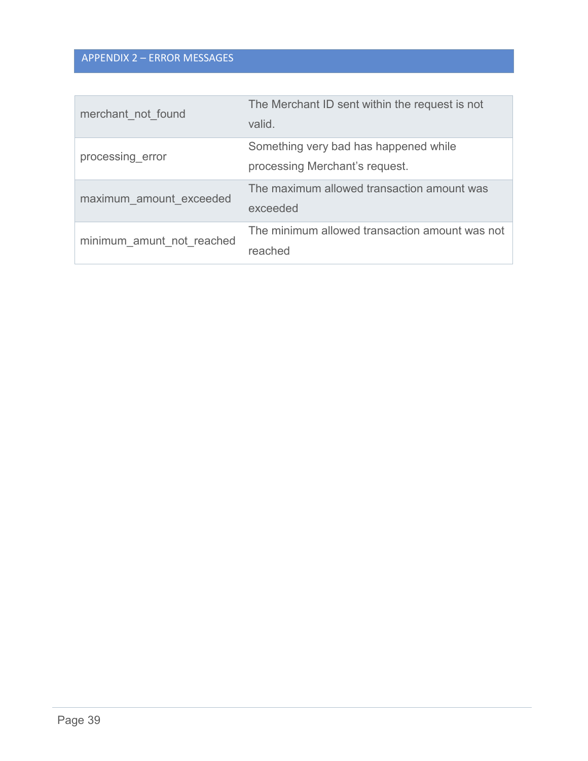## APPENDIX 2 – ERROR MESSAGES

| | |
|---|---|
| merchant_not_found | The Merchant ID sent within the request is not valid. |
| processing_error | Something very bad has happened while processing Merchant's request. |
| maximum_amount_exceeded | The maximum allowed transaction amount was exceeded |
| minimum_amunt_not_reached | The minimum allowed transaction amount was not reached |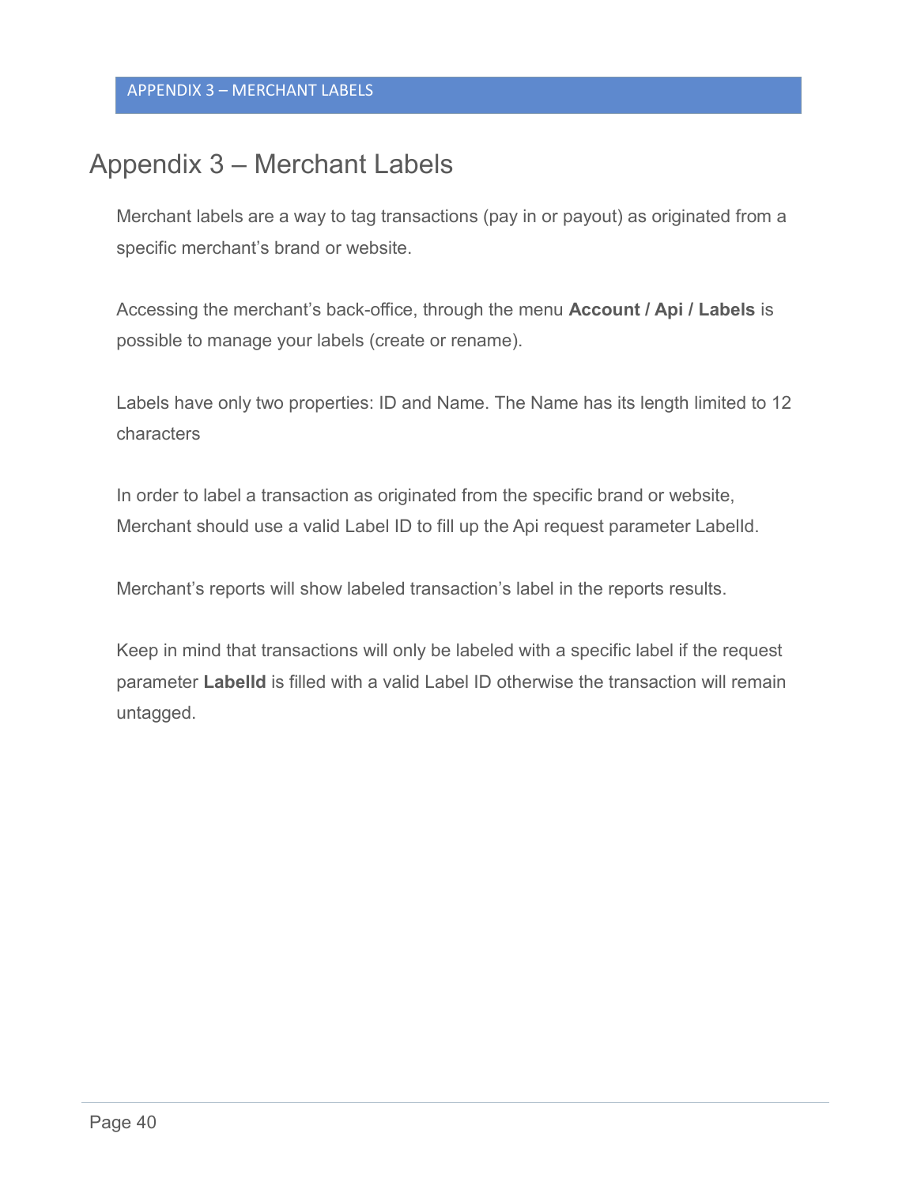# Appendix 3 – Merchant Labels

Merchant labels are a way to tag transactions (pay in or payout) as originated from a specific merchant's brand or website.

Accessing the merchant's back-office, through the menu **Account / Api / Labels** is possible to manage your labels (create or rename).

Labels have only two properties: ID and Name. The Name has its length limited to 12 characters

In order to label a transaction as originated from the specific brand or website, Merchant should use a valid Label ID to fill up the Api request parameter LabelId.

Merchant's reports will show labeled transaction's label in the reports results.

Keep in mind that transactions will only be labeled with a specific label if the request parameter **LabelId** is filled with a valid Label ID otherwise the transaction will remain untagged.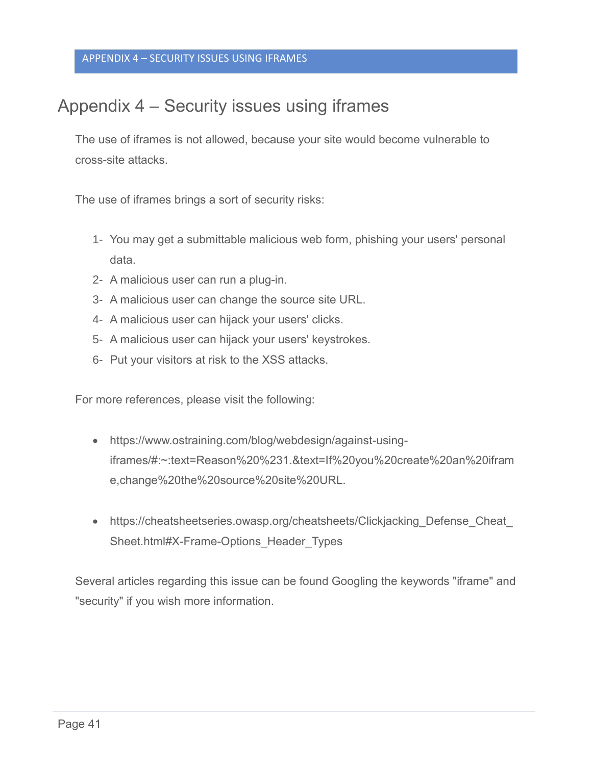# Appendix 4 – Security issues using iframes

The use of iframes is not allowed, because your site would become vulnerable to cross-site attacks.

The use of iframes brings a sort of security risks:

1- You may get a submittable malicious web form, phishing your users' personal data.
2- A malicious user can run a plug-in.
3- A malicious user can change the source site URL.
4- A malicious user can hijack your users' clicks.
5- A malicious user can hijack your users' keystrokes.
6- Put your visitors at risk to the XSS attacks.

For more references, please visit the following:

- https://www.ostraining.com/blog/webdesign/against-using-iframes/#:~:text=Reason%20%231.&text=If%20you%20create%20an%20iframe,change%20the%20source%20site%20URL.

- https://cheatsheetseries.owasp.org/cheatsheets/Clickjacking_Defense_Cheat_Sheet.html#X-Frame-Options_Header_Types

Several articles regarding this issue can be found Googling the keywords "iframe" and "security" if you wish more information.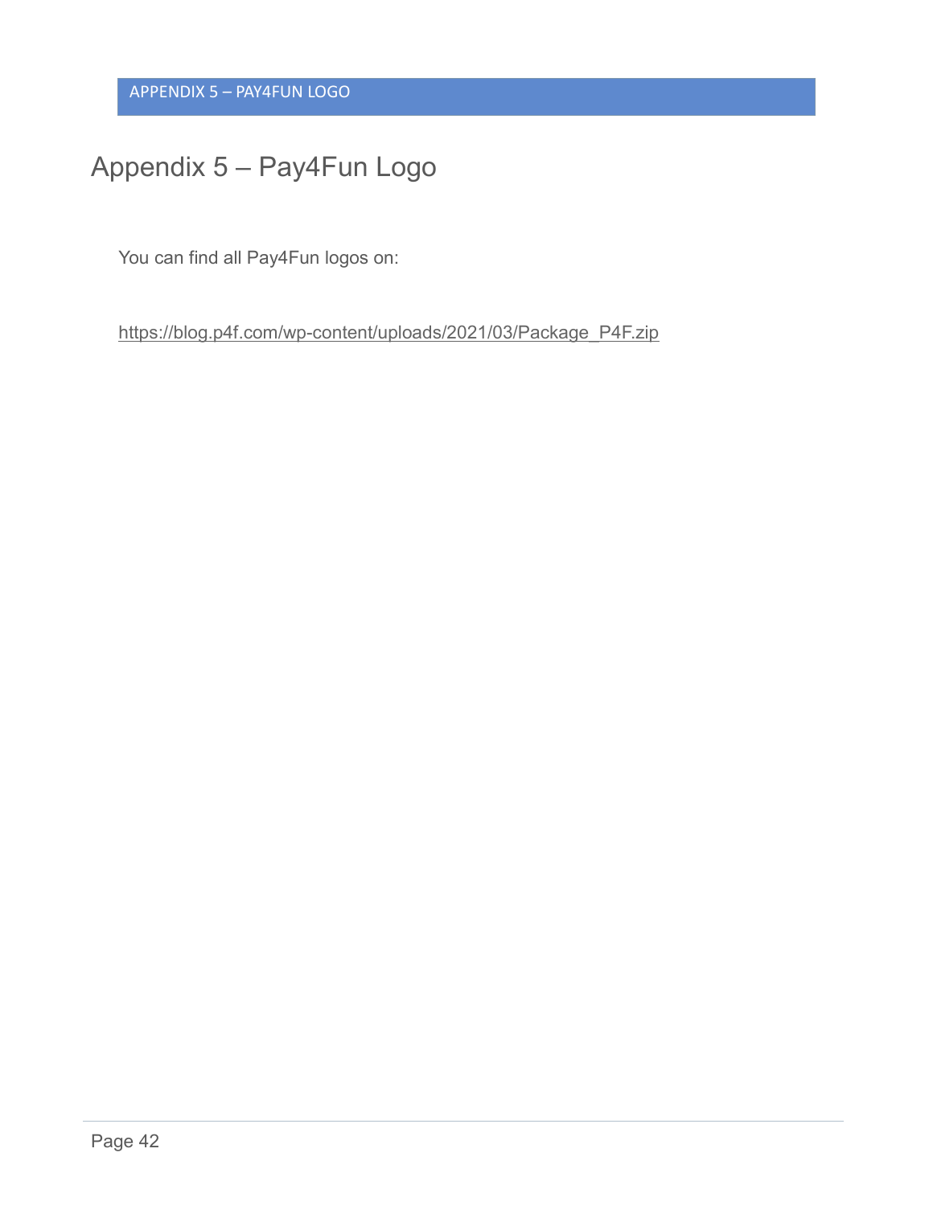# Appendix 5 – Pay4Fun Logo

You can find all Pay4Fun logos on:

https://blog.p4f.com/wp-content/uploads/2021/03/Package_P4F.zip